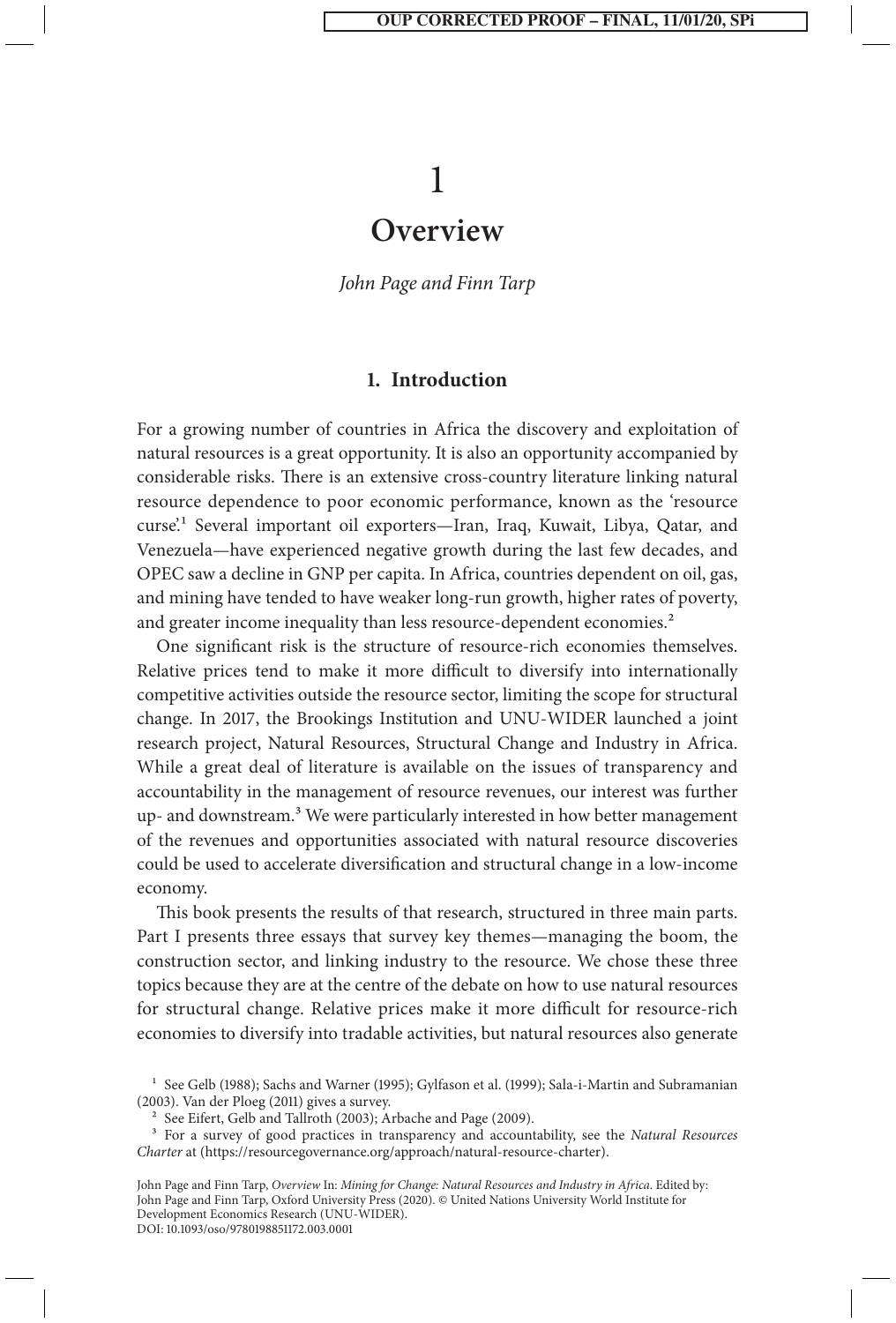# 1

# Overview

*John Page and Finn Tarp*

## 1. Introduction

For a growing number of countries in Africa the discovery and exploitation of natural resources is a great opportunity. It is also an opportunity accompanied by considerable risks. There is an extensive cross-country literature linking natural resource dependence to poor economic performance, known as the 'resource curse'.[1] Several important oil exporters—Iran, Iraq, Kuwait, Libya, Qatar, and Venezuela—have experienced negative growth during the last few decades, and OPEC saw a decline in GNP per capita. In Africa, countries dependent on oil, gas, and mining have tended to have weaker long-run growth, higher rates of poverty, and greater income inequality than less resource-dependent economies.[2]

One significant risk is the structure of resource-rich economies themselves. Relative prices tend to make it more difficult to diversify into internationally competitive activities outside the resource sector, limiting the scope for structural change. In 2017, the Brookings Institution and UNU-WIDER launched a joint research project, Natural Resources, Structural Change and Industry in Africa. While a great deal of literature is available on the issues of transparency and accountability in the management of resource revenues, our interest was further up- and downstream.[3] We were particularly interested in how better management of the revenues and opportunities associated with natural resource discoveries could be used to accelerate diversification and structural change in a low-income economy.

This book presents the results of that research, structured in three main parts. Part I presents three essays that survey key themes—managing the boom, the construction sector, and linking industry to the resource. We chose these three topics because they are at the centre of the debate on how to use natural resources for structural change. Relative prices make it more difficult for resource-rich economies to diversify into tradable activities, but natural resources also generate

[1] See Gelb (1988); Sachs and Warner (1995); Gylfason et al. (1999); Sala-i-Martin and Subramanian (2003). Van der Ploeg (2011) gives a survey.

[2] See Eifert, Gelb and Tallroth (2003); Arbache and Page (2009).

[3] For a survey of good practices in transparency and accountability, see the *Natural Resources Charter* at (https://resourcegovernance.org/approach/natural-resource-charter).

John Page and Finn Tarp, *Overview* In: *Mining for Change: Natural Resources and Industry in Africa*. Edited by: John Page and Finn Tarp, Oxford University Press (2020). © United Nations University World Institute for Development Economics Research (UNU-WIDER).
DOI: 10.1093/oso/9780198851172.003.0001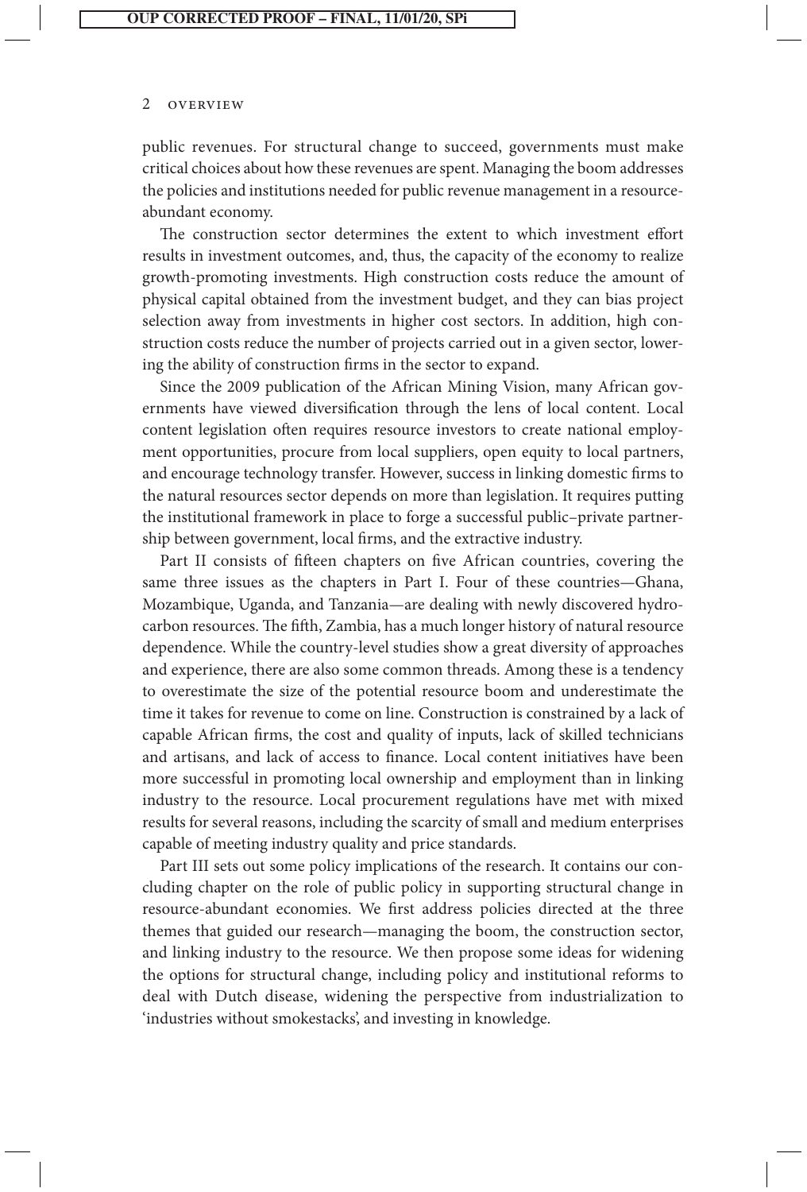public revenues. For structural change to succeed, governments must make critical choices about how these revenues are spent. Managing the boom addresses the policies and institutions needed for public revenue management in a resource-abundant economy.

The construction sector determines the extent to which investment effort results in investment outcomes, and, thus, the capacity of the economy to realize growth-promoting investments. High construction costs reduce the amount of physical capital obtained from the investment budget, and they can bias project selection away from investments in higher cost sectors. In addition, high construction costs reduce the number of projects carried out in a given sector, lowering the ability of construction firms in the sector to expand.

Since the 2009 publication of the African Mining Vision, many African governments have viewed diversification through the lens of local content. Local content legislation often requires resource investors to create national employment opportunities, procure from local suppliers, open equity to local partners, and encourage technology transfer. However, success in linking domestic firms to the natural resources sector depends on more than legislation. It requires putting the institutional framework in place to forge a successful public–private partnership between government, local firms, and the extractive industry.

Part II consists of fifteen chapters on five African countries, covering the same three issues as the chapters in Part I. Four of these countries—Ghana, Mozambique, Uganda, and Tanzania—are dealing with newly discovered hydrocarbon resources. The fifth, Zambia, has a much longer history of natural resource dependence. While the country-level studies show a great diversity of approaches and experience, there are also some common threads. Among these is a tendency to overestimate the size of the potential resource boom and underestimate the time it takes for revenue to come on line. Construction is constrained by a lack of capable African firms, the cost and quality of inputs, lack of skilled technicians and artisans, and lack of access to finance. Local content initiatives have been more successful in promoting local ownership and employment than in linking industry to the resource. Local procurement regulations have met with mixed results for several reasons, including the scarcity of small and medium enterprises capable of meeting industry quality and price standards.

Part III sets out some policy implications of the research. It contains our concluding chapter on the role of public policy in supporting structural change in resource-abundant economies. We first address policies directed at the three themes that guided our research—managing the boom, the construction sector, and linking industry to the resource. We then propose some ideas for widening the options for structural change, including policy and institutional reforms to deal with Dutch disease, widening the perspective from industrialization to 'industries without smokestacks', and investing in knowledge.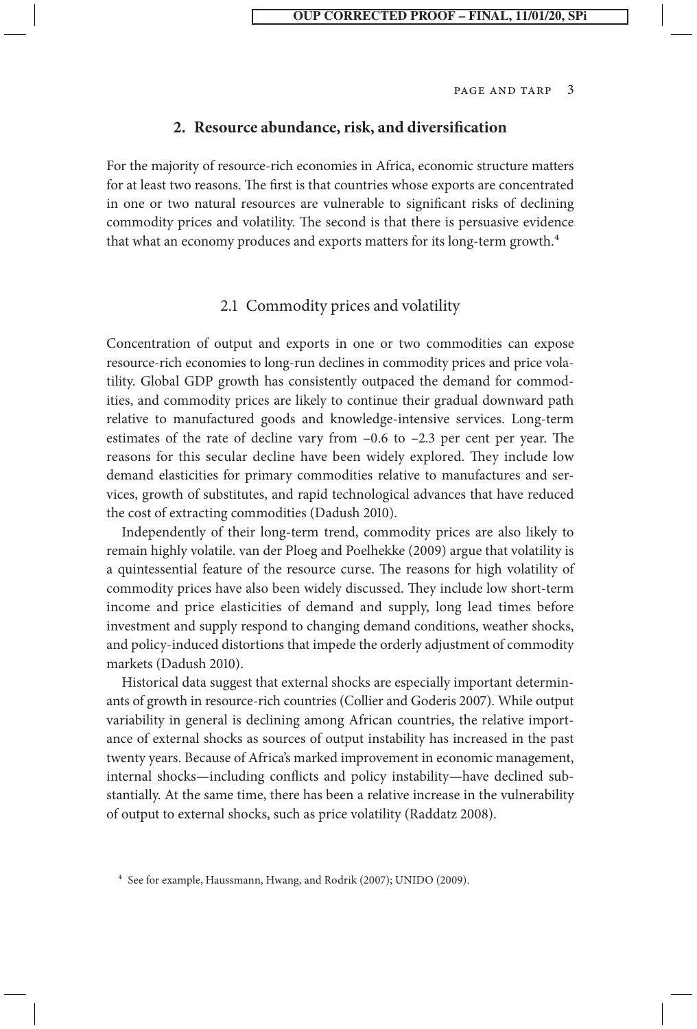## 2. Resource abundance, risk, and diversification

For the majority of resource-rich economies in Africa, economic structure matters for at least two reasons. The first is that countries whose exports are concentrated in one or two natural resources are vulnerable to significant risks of declining commodity prices and volatility. The second is that there is persuasive evidence that what an economy produces and exports matters for its long-term growth.[4]

### 2.1 Commodity prices and volatility

Concentration of output and exports in one or two commodities can expose resource-rich economies to long-run declines in commodity prices and price volatility. Global GDP growth has consistently outpaced the demand for commodities, and commodity prices are likely to continue their gradual downward path relative to manufactured goods and knowledge-intensive services. Long-term estimates of the rate of decline vary from –0.6 to –2.3 per cent per year. The reasons for this secular decline have been widely explored. They include low demand elasticities for primary commodities relative to manufactures and services, growth of substitutes, and rapid technological advances that have reduced the cost of extracting commodities (Dadush 2010).

Independently of their long-term trend, commodity prices are also likely to remain highly volatile. van der Ploeg and Poelhekke (2009) argue that volatility is a quintessential feature of the resource curse. The reasons for high volatility of commodity prices have also been widely discussed. They include low short-term income and price elasticities of demand and supply, long lead times before investment and supply respond to changing demand conditions, weather shocks, and policy-induced distortions that impede the orderly adjustment of commodity markets (Dadush 2010).

Historical data suggest that external shocks are especially important determinants of growth in resource-rich countries (Collier and Goderis 2007). While output variability in general is declining among African countries, the relative importance of external shocks as sources of output instability has increased in the past twenty years. Because of Africa's marked improvement in economic management, internal shocks—including conflicts and policy instability—have declined substantially. At the same time, there has been a relative increase in the vulnerability of output to external shocks, such as price volatility (Raddatz 2008).

[4] See for example, Haussmann, Hwang, and Rodrik (2007); UNIDO (2009).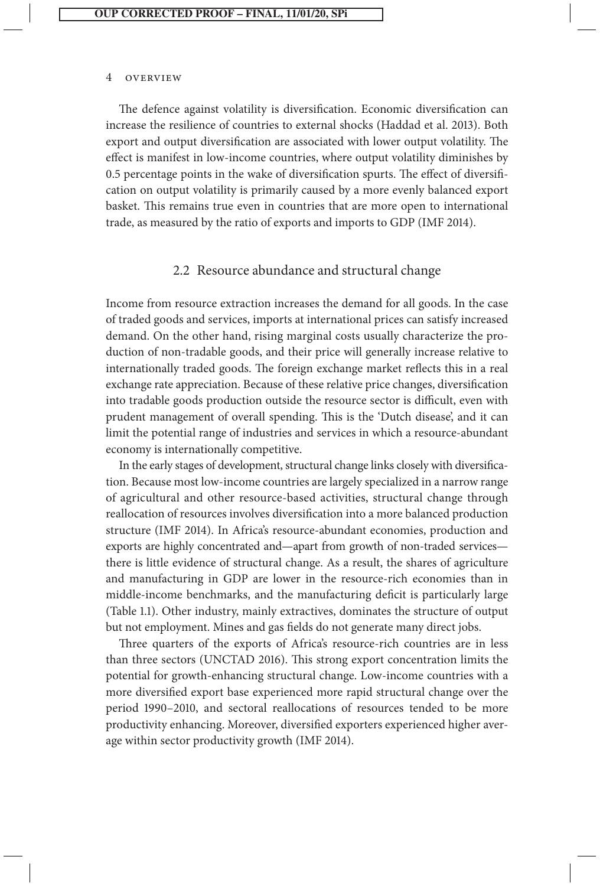The defence against volatility is diversification. Economic diversification can increase the resilience of countries to external shocks (Haddad et al. 2013). Both export and output diversification are associated with lower output volatility. The effect is manifest in low-income countries, where output volatility diminishes by 0.5 percentage points in the wake of diversification spurts. The effect of diversification on output volatility is primarily caused by a more evenly balanced export basket. This remains true even in countries that are more open to international trade, as measured by the ratio of exports and imports to GDP (IMF 2014).

## 2.2 Resource abundance and structural change

Income from resource extraction increases the demand for all goods. In the case of traded goods and services, imports at international prices can satisfy increased demand. On the other hand, rising marginal costs usually characterize the production of non-tradable goods, and their price will generally increase relative to internationally traded goods. The foreign exchange market reflects this in a real exchange rate appreciation. Because of these relative price changes, diversification into tradable goods production outside the resource sector is difficult, even with prudent management of overall spending. This is the 'Dutch disease', and it can limit the potential range of industries and services in which a resource-abundant economy is internationally competitive.

In the early stages of development, structural change links closely with diversification. Because most low-income countries are largely specialized in a narrow range of agricultural and other resource-based activities, structural change through reallocation of resources involves diversification into a more balanced production structure (IMF 2014). In Africa's resource-abundant economies, production and exports are highly concentrated and—apart from growth of non-traded services—there is little evidence of structural change. As a result, the shares of agriculture and manufacturing in GDP are lower in the resource-rich economies than in middle-income benchmarks, and the manufacturing deficit is particularly large (Table 1.1). Other industry, mainly extractives, dominates the structure of output but not employment. Mines and gas fields do not generate many direct jobs.

Three quarters of the exports of Africa's resource-rich countries are in less than three sectors (UNCTAD 2016). This strong export concentration limits the potential for growth-enhancing structural change. Low-income countries with a more diversified export base experienced more rapid structural change over the period 1990–2010, and sectoral reallocations of resources tended to be more productivity enhancing. Moreover, diversified exporters experienced higher average within sector productivity growth (IMF 2014).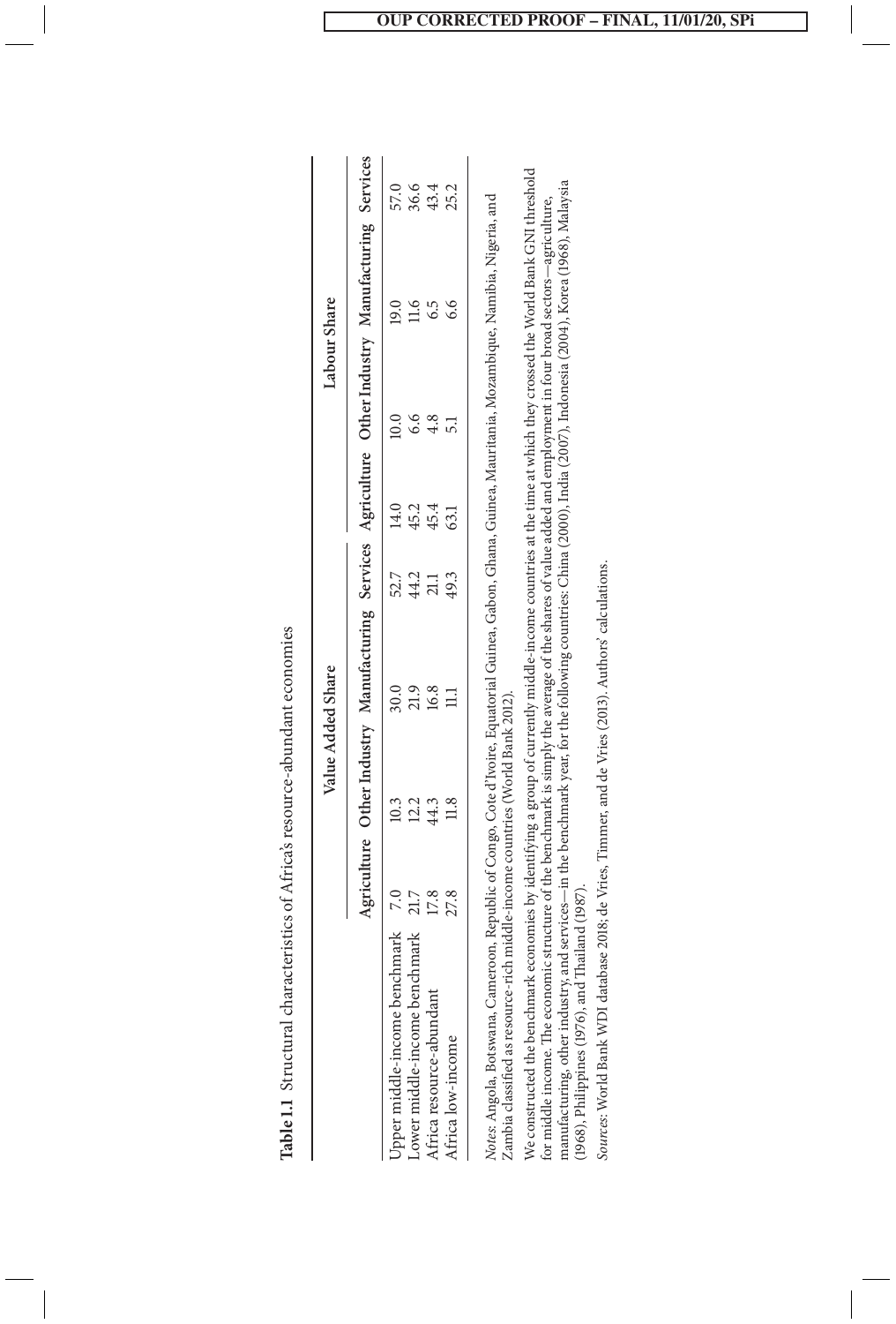**Table 1.1** Structural characteristics of Africa's resource-abundant economies

| | Value Added Share | | | | Labour Share | | | |
|---|---|---|---|---|---|---|---|---|
| | Agriculture | Other Industry | Manufacturing | Services | Agriculture | Other Industry | Manufacturing | Services |
| Upper middle-income benchmark | 7.0 | 10.3 | 30.0 | 52.7 | 14.0 | 10.0 | 19.0 | 57.0 |
| Lower middle-income benchmark | 21.7 | 12.2 | 21.9 | 44.2 | 45.2 | 6.6 | 11.6 | 36.6 |
| Africa resource-abundant | 17.8 | 44.3 | 16.8 | 21.1 | 45.4 | 4.8 | 6.5 | 43.4 |
| Africa low-income | 27.8 | 11.8 | 11.1 | 49.3 | 63.1 | 5.1 | 6.6 | 25.2 |

*Notes*: Angola, Botswana, Cameroon, Republic of Congo, Cote d'Ivoire, Equatorial Guinea, Gabon, Ghana, Guinea, Mauritania, Mozambique, Namibia, Nigeria, and Zambia classified as resource-rich middle-income countries (World Bank 2012).

We constructed the benchmark economies by identifying a group of currently middle-income countries at the time at which they crossed the World Bank GNI threshold for middle income. The economic structure of the benchmark is simply the average of the shares of value added and employment in four broad sectors—agriculture, manufacturing, other industry, and services—in the benchmark year, for the following countries: China (2000), India (2007), Indonesia (2004), Korea (1968), Malaysia (1968), Philippines (1976), and Thailand (1987).

*Sources*: World Bank WDI database 2018; de Vries, Timmer, and de Vries (2013). Authors' calculations.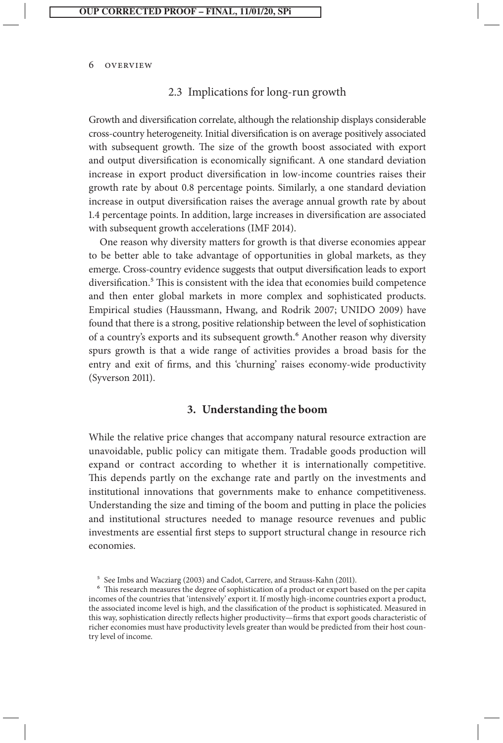### 2.3 Implications for long-run growth

Growth and diversification correlate, although the relationship displays considerable cross-country heterogeneity. Initial diversification is on average positively associated with subsequent growth. The size of the growth boost associated with export and output diversification is economically significant. A one standard deviation increase in export product diversification in low-income countries raises their growth rate by about 0.8 percentage points. Similarly, a one standard deviation increase in output diversification raises the average annual growth rate by about 1.4 percentage points. In addition, large increases in diversification are associated with subsequent growth accelerations (IMF 2014).

One reason why diversity matters for growth is that diverse economies appear to be better able to take advantage of opportunities in global markets, as they emerge. Cross-country evidence suggests that output diversification leads to export diversification.[5] This is consistent with the idea that economies build competence and then enter global markets in more complex and sophisticated products. Empirical studies (Haussmann, Hwang, and Rodrik 2007; UNIDO 2009) have found that there is a strong, positive relationship between the level of sophistication of a country's exports and its subsequent growth.[6] Another reason why diversity spurs growth is that a wide range of activities provides a broad basis for the entry and exit of firms, and this 'churning' raises economy-wide productivity (Syverson 2011).

## 3. Understanding the boom

While the relative price changes that accompany natural resource extraction are unavoidable, public policy can mitigate them. Tradable goods production will expand or contract according to whether it is internationally competitive. This depends partly on the exchange rate and partly on the investments and institutional innovations that governments make to enhance competitiveness. Understanding the size and timing of the boom and putting in place the policies and institutional structures needed to manage resource revenues and public investments are essential first steps to support structural change in resource rich economies.

[5] See Imbs and Wacziarg (2003) and Cadot, Carrere, and Strauss-Kahn (2011).

[6] This research measures the degree of sophistication of a product or export based on the per capita incomes of the countries that 'intensively' export it. If mostly high-income countries export a product, the associated income level is high, and the classification of the product is sophisticated. Measured in this way, sophistication directly reflects higher productivity—firms that export goods characteristic of richer economies must have productivity levels greater than would be predicted from their host country level of income.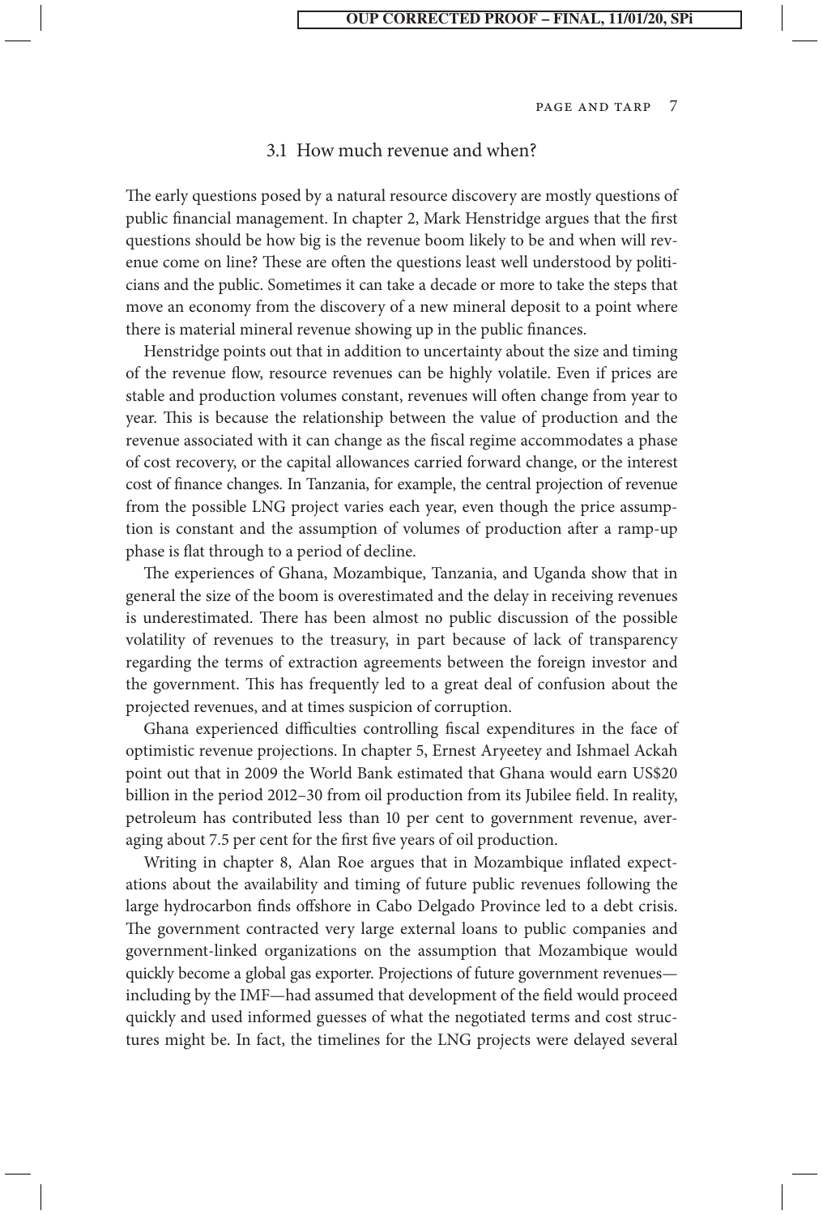### 3.1 How much revenue and when?

The early questions posed by a natural resource discovery are mostly questions of public financial management. In chapter 2, Mark Henstridge argues that the first questions should be how big is the revenue boom likely to be and when will revenue come on line? These are often the questions least well understood by politicians and the public. Sometimes it can take a decade or more to take the steps that move an economy from the discovery of a new mineral deposit to a point where there is material mineral revenue showing up in the public finances.

Henstridge points out that in addition to uncertainty about the size and timing of the revenue flow, resource revenues can be highly volatile. Even if prices are stable and production volumes constant, revenues will often change from year to year. This is because the relationship between the value of production and the revenue associated with it can change as the fiscal regime accommodates a phase of cost recovery, or the capital allowances carried forward change, or the interest cost of finance changes. In Tanzania, for example, the central projection of revenue from the possible LNG project varies each year, even though the price assumption is constant and the assumption of volumes of production after a ramp-up phase is flat through to a period of decline.

The experiences of Ghana, Mozambique, Tanzania, and Uganda show that in general the size of the boom is overestimated and the delay in receiving revenues is underestimated. There has been almost no public discussion of the possible volatility of revenues to the treasury, in part because of lack of transparency regarding the terms of extraction agreements between the foreign investor and the government. This has frequently led to a great deal of confusion about the projected revenues, and at times suspicion of corruption.

Ghana experienced difficulties controlling fiscal expenditures in the face of optimistic revenue projections. In chapter 5, Ernest Aryeetey and Ishmael Ackah point out that in 2009 the World Bank estimated that Ghana would earn US$20 billion in the period 2012–30 from oil production from its Jubilee field. In reality, petroleum has contributed less than 10 per cent to government revenue, averaging about 7.5 per cent for the first five years of oil production.

Writing in chapter 8, Alan Roe argues that in Mozambique inflated expectations about the availability and timing of future public revenues following the large hydrocarbon finds offshore in Cabo Delgado Province led to a debt crisis. The government contracted very large external loans to public companies and government-linked organizations on the assumption that Mozambique would quickly become a global gas exporter. Projections of future government revenues—including by the IMF—had assumed that development of the field would proceed quickly and used informed guesses of what the negotiated terms and cost structures might be. In fact, the timelines for the LNG projects were delayed several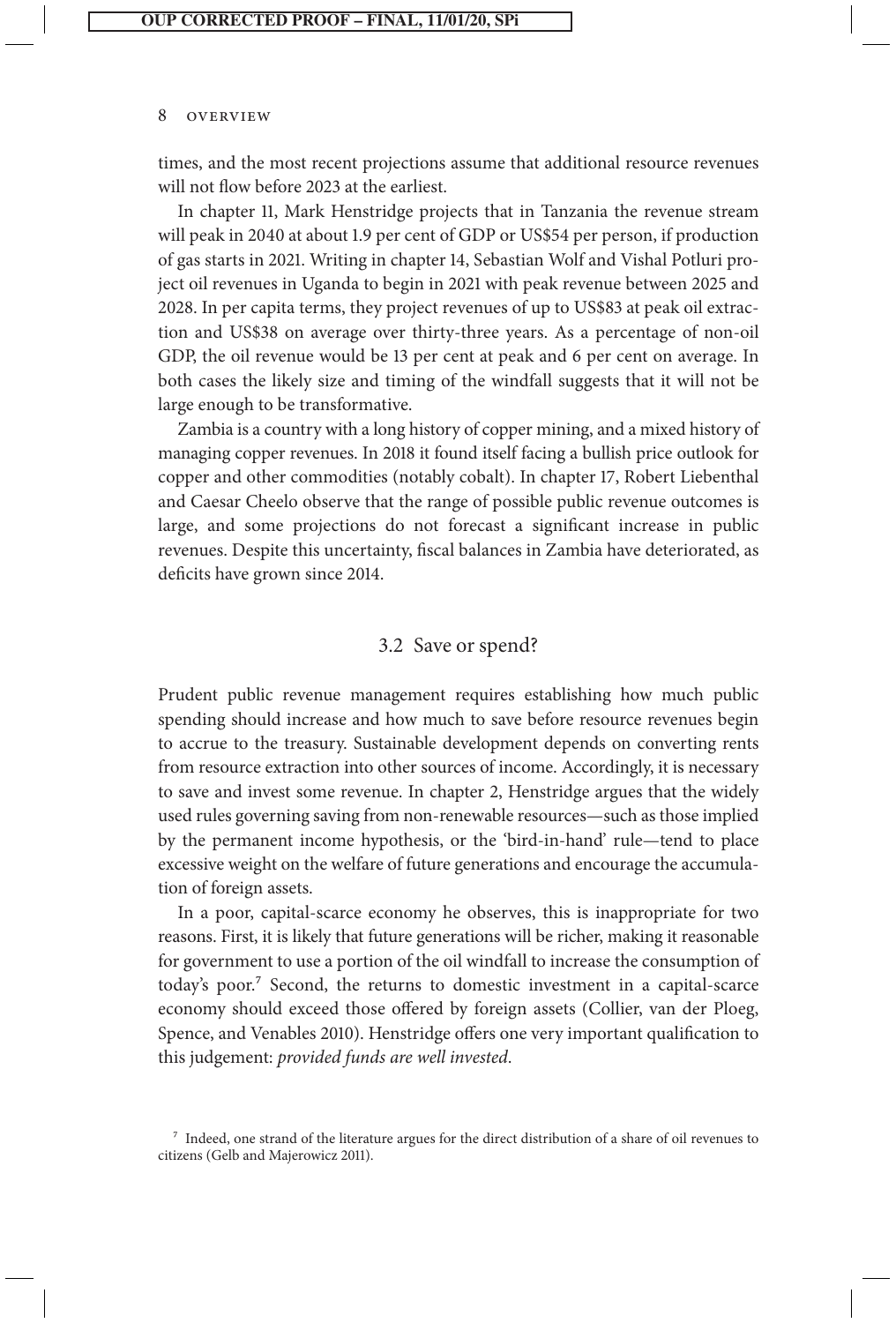times, and the most recent projections assume that additional resource revenues will not flow before 2023 at the earliest.

In chapter 11, Mark Henstridge projects that in Tanzania the revenue stream will peak in 2040 at about 1.9 per cent of GDP or US$54 per person, if production of gas starts in 2021. Writing in chapter 14, Sebastian Wolf and Vishal Potluri project oil revenues in Uganda to begin in 2021 with peak revenue between 2025 and 2028. In per capita terms, they project revenues of up to US$83 at peak oil extraction and US$38 on average over thirty-three years. As a percentage of non-oil GDP, the oil revenue would be 13 per cent at peak and 6 per cent on average. In both cases the likely size and timing of the windfall suggests that it will not be large enough to be transformative.

Zambia is a country with a long history of copper mining, and a mixed history of managing copper revenues. In 2018 it found itself facing a bullish price outlook for copper and other commodities (notably cobalt). In chapter 17, Robert Liebenthal and Caesar Cheelo observe that the range of possible public revenue outcomes is large, and some projections do not forecast a significant increase in public revenues. Despite this uncertainty, fiscal balances in Zambia have deteriorated, as deficits have grown since 2014.

### 3.2 Save or spend?

Prudent public revenue management requires establishing how much public spending should increase and how much to save before resource revenues begin to accrue to the treasury. Sustainable development depends on converting rents from resource extraction into other sources of income. Accordingly, it is necessary to save and invest some revenue. In chapter 2, Henstridge argues that the widely used rules governing saving from non-renewable resources—such as those implied by the permanent income hypothesis, or the 'bird-in-hand' rule—tend to place excessive weight on the welfare of future generations and encourage the accumulation of foreign assets.

In a poor, capital-scarce economy he observes, this is inappropriate for two reasons. First, it is likely that future generations will be richer, making it reasonable for government to use a portion of the oil windfall to increase the consumption of today's poor.[7] Second, the returns to domestic investment in a capital-scarce economy should exceed those offered by foreign assets (Collier, van der Ploeg, Spence, and Venables 2010). Henstridge offers one very important qualification to this judgement: *provided funds are well invested*.

[7] Indeed, one strand of the literature argues for the direct distribution of a share of oil revenues to citizens (Gelb and Majerowicz 2011).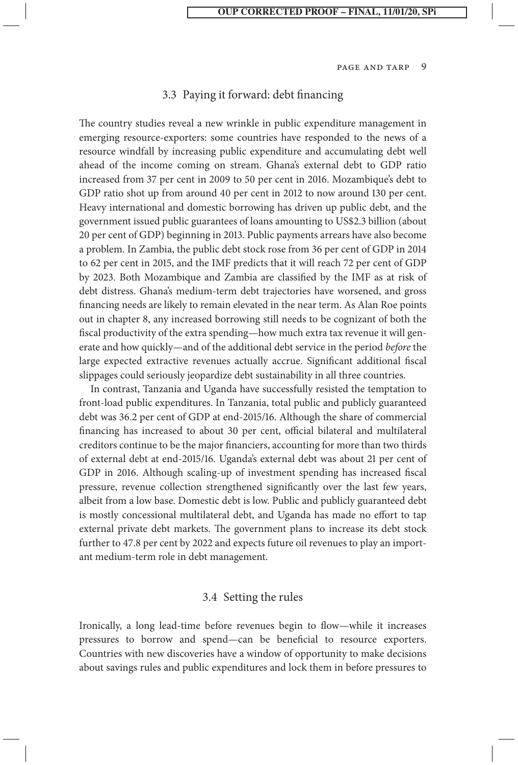### 3.3 Paying it forward: debt financing

The country studies reveal a new wrinkle in public expenditure management in emerging resource-exporters: some countries have responded to the news of a resource windfall by increasing public expenditure and accumulating debt well ahead of the income coming on stream. Ghana's external debt to GDP ratio increased from 37 per cent in 2009 to 50 per cent in 2016. Mozambique's debt to GDP ratio shot up from around 40 per cent in 2012 to now around 130 per cent. Heavy international and domestic borrowing has driven up public debt, and the government issued public guarantees of loans amounting to US$2.3 billion (about 20 per cent of GDP) beginning in 2013. Public payments arrears have also become a problem. In Zambia, the public debt stock rose from 36 per cent of GDP in 2014 to 62 per cent in 2015, and the IMF predicts that it will reach 72 per cent of GDP by 2023. Both Mozambique and Zambia are classified by the IMF as at risk of debt distress. Ghana's medium-term debt trajectories have worsened, and gross financing needs are likely to remain elevated in the near term. As Alan Roe points out in chapter 8, any increased borrowing still needs to be cognizant of both the fiscal productivity of the extra spending—how much extra tax revenue it will generate and how quickly—and of the additional debt service in the period *before* the large expected extractive revenues actually accrue. Significant additional fiscal slippages could seriously jeopardize debt sustainability in all three countries.

In contrast, Tanzania and Uganda have successfully resisted the temptation to front-load public expenditures. In Tanzania, total public and publicly guaranteed debt was 36.2 per cent of GDP at end-2015/16. Although the share of commercial financing has increased to about 30 per cent, official bilateral and multilateral creditors continue to be the major financiers, accounting for more than two thirds of external debt at end-2015/16. Uganda's external debt was about 21 per cent of GDP in 2016. Although scaling-up of investment spending has increased fiscal pressure, revenue collection strengthened significantly over the last few years, albeit from a low base. Domestic debt is low. Public and publicly guaranteed debt is mostly concessional multilateral debt, and Uganda has made no effort to tap external private debt markets. The government plans to increase its debt stock further to 47.8 per cent by 2022 and expects future oil revenues to play an important medium-term role in debt management.

### 3.4 Setting the rules

Ironically, a long lead-time before revenues begin to flow—while it increases pressures to borrow and spend—can be beneficial to resource exporters. Countries with new discoveries have a window of opportunity to make decisions about savings rules and public expenditures and lock them in before pressures to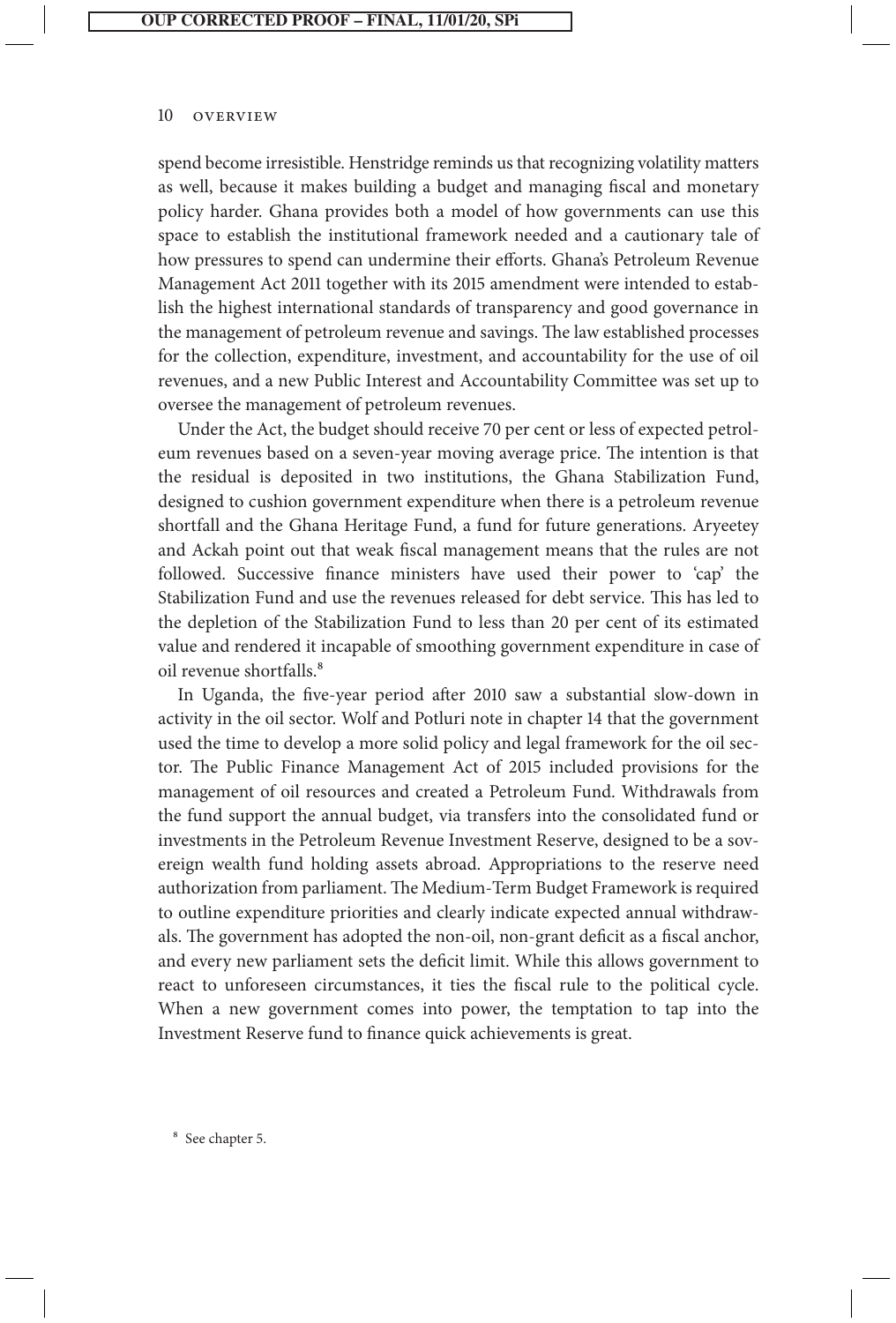spend become irresistible. Henstridge reminds us that recognizing volatility matters as well, because it makes building a budget and managing fiscal and monetary policy harder. Ghana provides both a model of how governments can use this space to establish the institutional framework needed and a cautionary tale of how pressures to spend can undermine their efforts. Ghana's Petroleum Revenue Management Act 2011 together with its 2015 amendment were intended to establish the highest international standards of transparency and good governance in the management of petroleum revenue and savings. The law established processes for the collection, expenditure, investment, and accountability for the use of oil revenues, and a new Public Interest and Accountability Committee was set up to oversee the management of petroleum revenues.

Under the Act, the budget should receive 70 per cent or less of expected petroleum revenues based on a seven-year moving average price. The intention is that the residual is deposited in two institutions, the Ghana Stabilization Fund, designed to cushion government expenditure when there is a petroleum revenue shortfall and the Ghana Heritage Fund, a fund for future generations. Aryeetey and Ackah point out that weak fiscal management means that the rules are not followed. Successive finance ministers have used their power to 'cap' the Stabilization Fund and use the revenues released for debt service. This has led to the depletion of the Stabilization Fund to less than 20 per cent of its estimated value and rendered it incapable of smoothing government expenditure in case of oil revenue shortfalls.[8]

In Uganda, the five-year period after 2010 saw a substantial slow-down in activity in the oil sector. Wolf and Potluri note in chapter 14 that the government used the time to develop a more solid policy and legal framework for the oil sector. The Public Finance Management Act of 2015 included provisions for the management of oil resources and created a Petroleum Fund. Withdrawals from the fund support the annual budget, via transfers into the consolidated fund or investments in the Petroleum Revenue Investment Reserve, designed to be a sovereign wealth fund holding assets abroad. Appropriations to the reserve need authorization from parliament. The Medium-Term Budget Framework is required to outline expenditure priorities and clearly indicate expected annual withdrawals. The government has adopted the non-oil, non-grant deficit as a fiscal anchor, and every new parliament sets the deficit limit. While this allows government to react to unforeseen circumstances, it ties the fiscal rule to the political cycle. When a new government comes into power, the temptation to tap into the Investment Reserve fund to finance quick achievements is great.

[8] See chapter 5.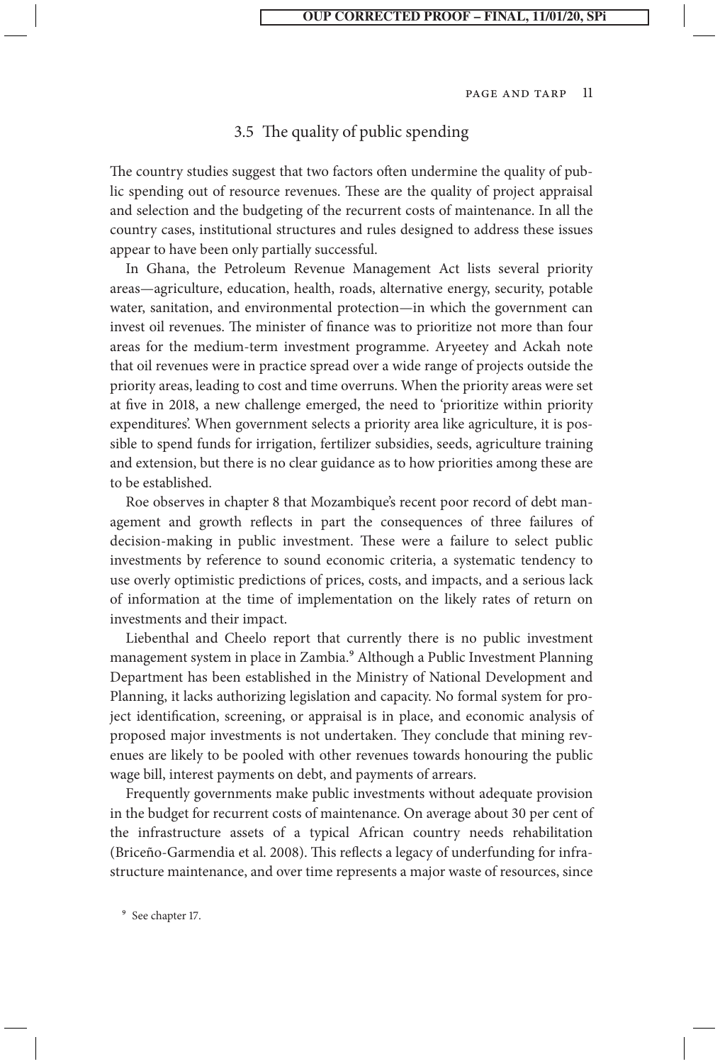### 3.5 The quality of public spending

The country studies suggest that two factors often undermine the quality of public spending out of resource revenues. These are the quality of project appraisal and selection and the budgeting of the recurrent costs of maintenance. In all the country cases, institutional structures and rules designed to address these issues appear to have been only partially successful.

In Ghana, the Petroleum Revenue Management Act lists several priority areas—agriculture, education, health, roads, alternative energy, security, potable water, sanitation, and environmental protection—in which the government can invest oil revenues. The minister of finance was to prioritize not more than four areas for the medium-term investment programme. Aryeetey and Ackah note that oil revenues were in practice spread over a wide range of projects outside the priority areas, leading to cost and time overruns. When the priority areas were set at five in 2018, a new challenge emerged, the need to 'prioritize within priority expenditures'. When government selects a priority area like agriculture, it is possible to spend funds for irrigation, fertilizer subsidies, seeds, agriculture training and extension, but there is no clear guidance as to how priorities among these are to be established.

Roe observes in chapter 8 that Mozambique's recent poor record of debt management and growth reflects in part the consequences of three failures of decision-making in public investment. These were a failure to select public investments by reference to sound economic criteria, a systematic tendency to use overly optimistic predictions of prices, costs, and impacts, and a serious lack of information at the time of implementation on the likely rates of return on investments and their impact.

Liebenthal and Cheelo report that currently there is no public investment management system in place in Zambia.[9] Although a Public Investment Planning Department has been established in the Ministry of National Development and Planning, it lacks authorizing legislation and capacity. No formal system for project identification, screening, or appraisal is in place, and economic analysis of proposed major investments is not undertaken. They conclude that mining revenues are likely to be pooled with other revenues towards honouring the public wage bill, interest payments on debt, and payments of arrears.

Frequently governments make public investments without adequate provision in the budget for recurrent costs of maintenance. On average about 30 per cent of the infrastructure assets of a typical African country needs rehabilitation (Briceño-Garmendia et al. 2008). This reflects a legacy of underfunding for infrastructure maintenance, and over time represents a major waste of resources, since

[9] See chapter 17.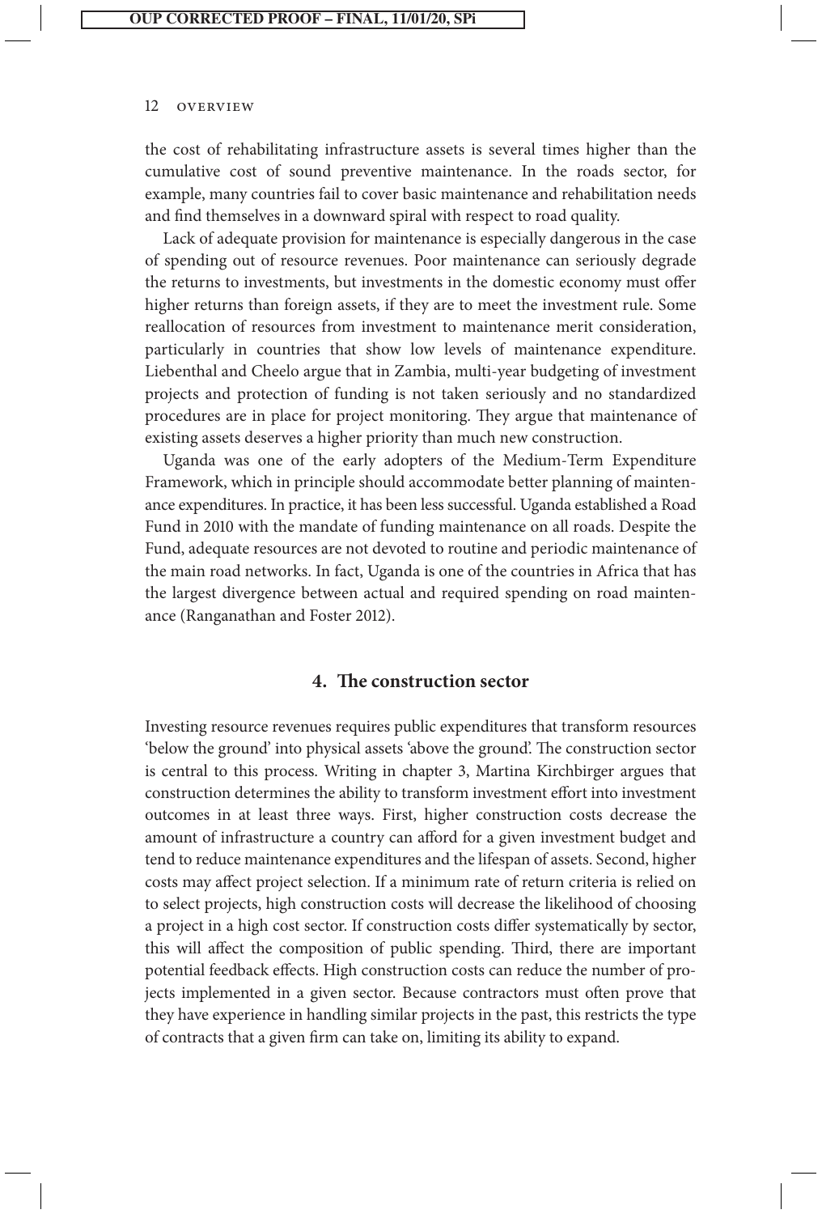the cost of rehabilitating infrastructure assets is several times higher than the cumulative cost of sound preventive maintenance. In the roads sector, for example, many countries fail to cover basic maintenance and rehabilitation needs and find themselves in a downward spiral with respect to road quality.

Lack of adequate provision for maintenance is especially dangerous in the case of spending out of resource revenues. Poor maintenance can seriously degrade the returns to investments, but investments in the domestic economy must offer higher returns than foreign assets, if they are to meet the investment rule. Some reallocation of resources from investment to maintenance merit consideration, particularly in countries that show low levels of maintenance expenditure. Liebenthal and Cheelo argue that in Zambia, multi-year budgeting of investment projects and protection of funding is not taken seriously and no standardized procedures are in place for project monitoring. They argue that maintenance of existing assets deserves a higher priority than much new construction.

Uganda was one of the early adopters of the Medium-Term Expenditure Framework, which in principle should accommodate better planning of maintenance expenditures. In practice, it has been less successful. Uganda established a Road Fund in 2010 with the mandate of funding maintenance on all roads. Despite the Fund, adequate resources are not devoted to routine and periodic maintenance of the main road networks. In fact, Uganda is one of the countries in Africa that has the largest divergence between actual and required spending on road maintenance (Ranganathan and Foster 2012).

## 4. The construction sector

Investing resource revenues requires public expenditures that transform resources 'below the ground' into physical assets 'above the ground'. The construction sector is central to this process. Writing in chapter 3, Martina Kirchbirger argues that construction determines the ability to transform investment effort into investment outcomes in at least three ways. First, higher construction costs decrease the amount of infrastructure a country can afford for a given investment budget and tend to reduce maintenance expenditures and the lifespan of assets. Second, higher costs may affect project selection. If a minimum rate of return criteria is relied on to select projects, high construction costs will decrease the likelihood of choosing a project in a high cost sector. If construction costs differ systematically by sector, this will affect the composition of public spending. Third, there are important potential feedback effects. High construction costs can reduce the number of projects implemented in a given sector. Because contractors must often prove that they have experience in handling similar projects in the past, this restricts the type of contracts that a given firm can take on, limiting its ability to expand.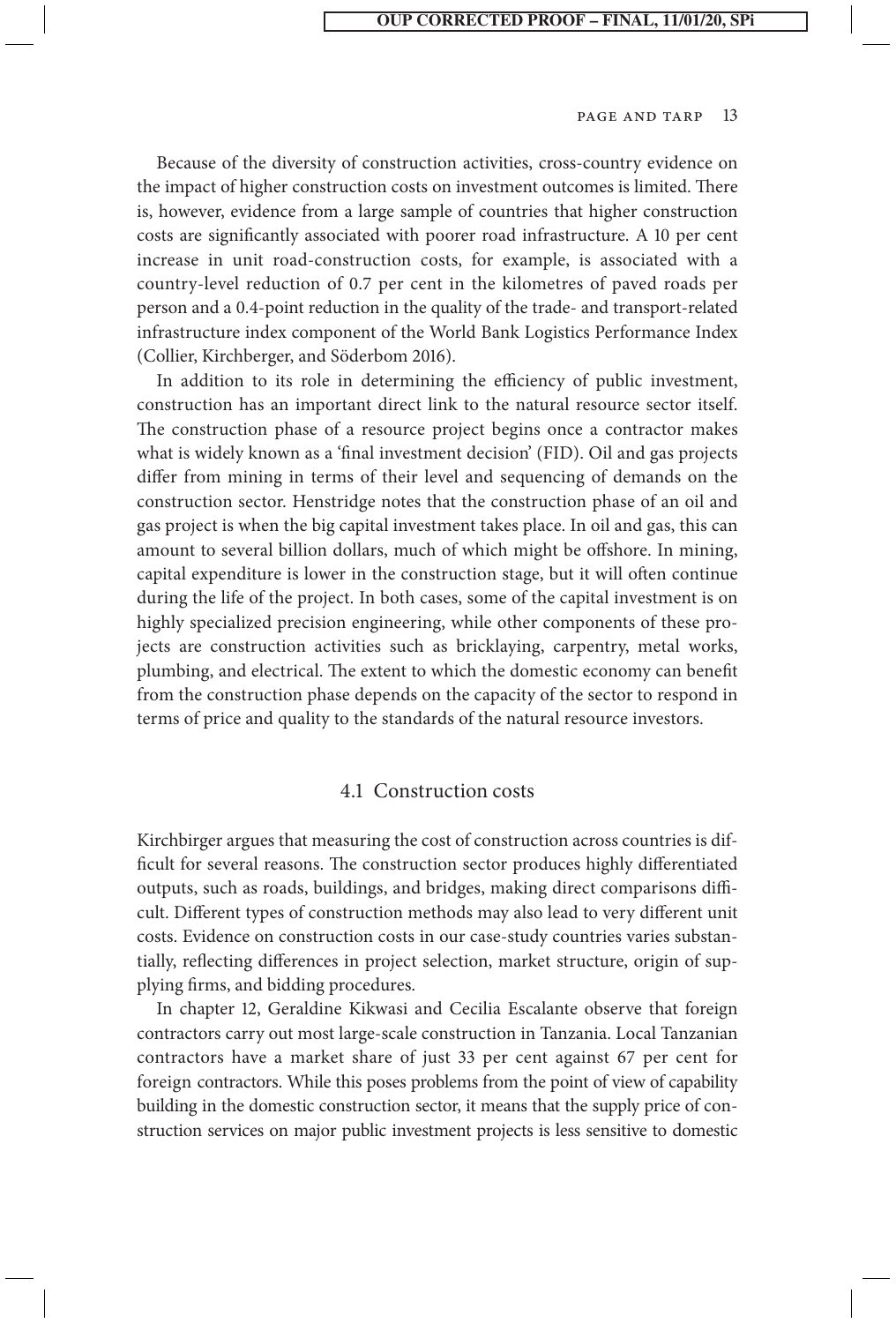Because of the diversity of construction activities, cross-country evidence on the impact of higher construction costs on investment outcomes is limited. There is, however, evidence from a large sample of countries that higher construction costs are significantly associated with poorer road infrastructure. A 10 per cent increase in unit road-construction costs, for example, is associated with a country-level reduction of 0.7 per cent in the kilometres of paved roads per person and a 0.4-point reduction in the quality of the trade- and transport-related infrastructure index component of the World Bank Logistics Performance Index (Collier, Kirchberger, and Söderbom 2016).

In addition to its role in determining the efficiency of public investment, construction has an important direct link to the natural resource sector itself. The construction phase of a resource project begins once a contractor makes what is widely known as a 'final investment decision' (FID). Oil and gas projects differ from mining in terms of their level and sequencing of demands on the construction sector. Henstridge notes that the construction phase of an oil and gas project is when the big capital investment takes place. In oil and gas, this can amount to several billion dollars, much of which might be offshore. In mining, capital expenditure is lower in the construction stage, but it will often continue during the life of the project. In both cases, some of the capital investment is on highly specialized precision engineering, while other components of these projects are construction activities such as bricklaying, carpentry, metal works, plumbing, and electrical. The extent to which the domestic economy can benefit from the construction phase depends on the capacity of the sector to respond in terms of price and quality to the standards of the natural resource investors.

## 4.1 Construction costs

Kirchbirger argues that measuring the cost of construction across countries is difficult for several reasons. The construction sector produces highly differentiated outputs, such as roads, buildings, and bridges, making direct comparisons difficult. Different types of construction methods may also lead to very different unit costs. Evidence on construction costs in our case-study countries varies substantially, reflecting differences in project selection, market structure, origin of supplying firms, and bidding procedures.

In chapter 12, Geraldine Kikwasi and Cecilia Escalante observe that foreign contractors carry out most large-scale construction in Tanzania. Local Tanzanian contractors have a market share of just 33 per cent against 67 per cent for foreign contractors. While this poses problems from the point of view of capability building in the domestic construction sector, it means that the supply price of construction services on major public investment projects is less sensitive to domestic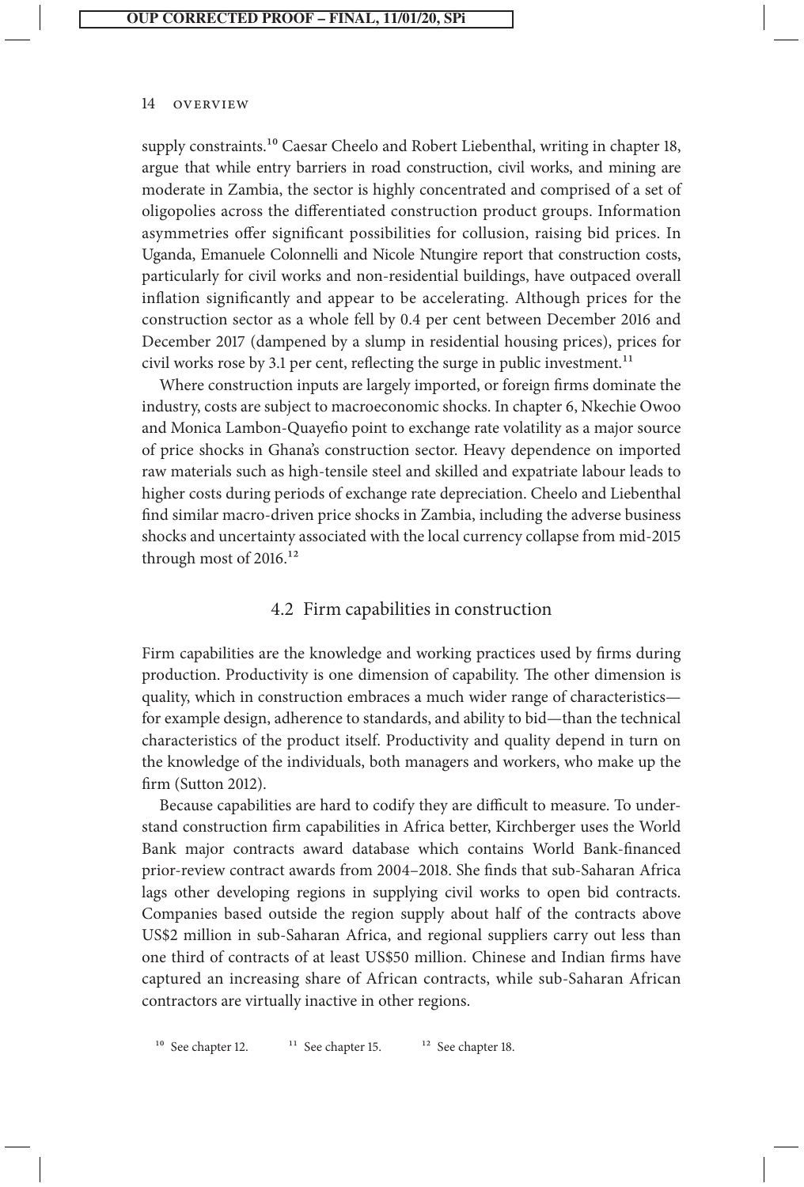supply constraints.[10] Caesar Cheelo and Robert Liebenthal, writing in chapter 18, argue that while entry barriers in road construction, civil works, and mining are moderate in Zambia, the sector is highly concentrated and comprised of a set of oligopolies across the differentiated construction product groups. Information asymmetries offer significant possibilities for collusion, raising bid prices. In Uganda, Emanuele Colonnelli and Nicole Ntungire report that construction costs, particularly for civil works and non-residential buildings, have outpaced overall inflation significantly and appear to be accelerating. Although prices for the construction sector as a whole fell by 0.4 per cent between December 2016 and December 2017 (dampened by a slump in residential housing prices), prices for civil works rose by 3.1 per cent, reflecting the surge in public investment.[11]

Where construction inputs are largely imported, or foreign firms dominate the industry, costs are subject to macroeconomic shocks. In chapter 6, Nkechie Owoo and Monica Lambon-Quayefio point to exchange rate volatility as a major source of price shocks in Ghana's construction sector. Heavy dependence on imported raw materials such as high-tensile steel and skilled and expatriate labour leads to higher costs during periods of exchange rate depreciation. Cheelo and Liebenthal find similar macro-driven price shocks in Zambia, including the adverse business shocks and uncertainty associated with the local currency collapse from mid-2015 through most of 2016.[12]

## 4.2 Firm capabilities in construction

Firm capabilities are the knowledge and working practices used by firms during production. Productivity is one dimension of capability. The other dimension is quality, which in construction embraces a much wider range of characteristics—for example design, adherence to standards, and ability to bid—than the technical characteristics of the product itself. Productivity and quality depend in turn on the knowledge of the individuals, both managers and workers, who make up the firm (Sutton 2012).

Because capabilities are hard to codify they are difficult to measure. To understand construction firm capabilities in Africa better, Kirchberger uses the World Bank major contracts award database which contains World Bank-financed prior-review contract awards from 2004–2018. She finds that sub-Saharan Africa lags other developing regions in supplying civil works to open bid contracts. Companies based outside the region supply about half of the contracts above US$2 million in sub-Saharan Africa, and regional suppliers carry out less than one third of contracts of at least US$50 million. Chinese and Indian firms have captured an increasing share of African contracts, while sub-Saharan African contractors are virtually inactive in other regions.

[10] See chapter 12. [11] See chapter 15. [12] See chapter 18.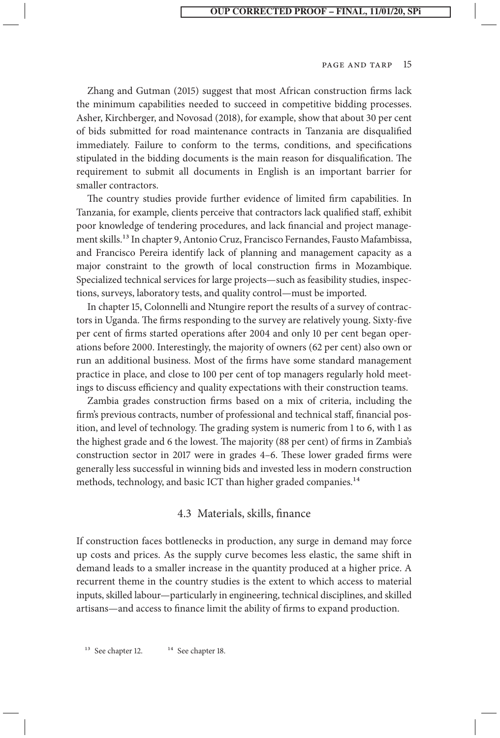Zhang and Gutman (2015) suggest that most African construction firms lack the minimum capabilities needed to succeed in competitive bidding processes. Asher, Kirchberger, and Novosad (2018), for example, show that about 30 per cent of bids submitted for road maintenance contracts in Tanzania are disqualified immediately. Failure to conform to the terms, conditions, and specifications stipulated in the bidding documents is the main reason for disqualification. The requirement to submit all documents in English is an important barrier for smaller contractors.

The country studies provide further evidence of limited firm capabilities. In Tanzania, for example, clients perceive that contractors lack qualified staff, exhibit poor knowledge of tendering procedures, and lack financial and project management skills.[13] In chapter 9, Antonio Cruz, Francisco Fernandes, Fausto Mafambissa, and Francisco Pereira identify lack of planning and management capacity as a major constraint to the growth of local construction firms in Mozambique. Specialized technical services for large projects—such as feasibility studies, inspections, surveys, laboratory tests, and quality control—must be imported.

In chapter 15, Colonnelli and Ntungire report the results of a survey of contractors in Uganda. The firms responding to the survey are relatively young. Sixty-five per cent of firms started operations after 2004 and only 10 per cent began operations before 2000. Interestingly, the majority of owners (62 per cent) also own or run an additional business. Most of the firms have some standard management practice in place, and close to 100 per cent of top managers regularly hold meetings to discuss efficiency and quality expectations with their construction teams.

Zambia grades construction firms based on a mix of criteria, including the firm's previous contracts, number of professional and technical staff, financial position, and level of technology. The grading system is numeric from 1 to 6, with 1 as the highest grade and 6 the lowest. The majority (88 per cent) of firms in Zambia's construction sector in 2017 were in grades 4–6. These lower graded firms were generally less successful in winning bids and invested less in modern construction methods, technology, and basic ICT than higher graded companies.[14]

### 4.3 Materials, skills, finance

If construction faces bottlenecks in production, any surge in demand may force up costs and prices. As the supply curve becomes less elastic, the same shift in demand leads to a smaller increase in the quantity produced at a higher price. A recurrent theme in the country studies is the extent to which access to material inputs, skilled labour—particularly in engineering, technical disciplines, and skilled artisans—and access to finance limit the ability of firms to expand production.

[13] See chapter 12. [14] See chapter 18.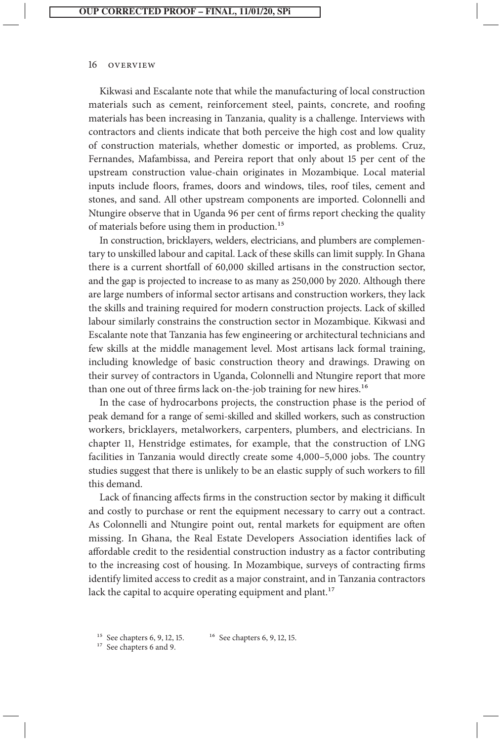Kikwasi and Escalante note that while the manufacturing of local construction materials such as cement, reinforcement steel, paints, concrete, and roofing materials has been increasing in Tanzania, quality is a challenge. Interviews with contractors and clients indicate that both perceive the high cost and low quality of construction materials, whether domestic or imported, as problems. Cruz, Fernandes, Mafambissa, and Pereira report that only about 15 per cent of the upstream construction value-chain originates in Mozambique. Local material inputs include floors, frames, doors and windows, tiles, roof tiles, cement and stones, and sand. All other upstream components are imported. Colonnelli and Ntungire observe that in Uganda 96 per cent of firms report checking the quality of materials before using them in production.[15]

In construction, bricklayers, welders, electricians, and plumbers are complementary to unskilled labour and capital. Lack of these skills can limit supply. In Ghana there is a current shortfall of 60,000 skilled artisans in the construction sector, and the gap is projected to increase to as many as 250,000 by 2020. Although there are large numbers of informal sector artisans and construction workers, they lack the skills and training required for modern construction projects. Lack of skilled labour similarly constrains the construction sector in Mozambique. Kikwasi and Escalante note that Tanzania has few engineering or architectural technicians and few skills at the middle management level. Most artisans lack formal training, including knowledge of basic construction theory and drawings. Drawing on their survey of contractors in Uganda, Colonnelli and Ntungire report that more than one out of three firms lack on-the-job training for new hires.[16]

In the case of hydrocarbons projects, the construction phase is the period of peak demand for a range of semi-skilled and skilled workers, such as construction workers, bricklayers, metalworkers, carpenters, plumbers, and electricians. In chapter 11, Henstridge estimates, for example, that the construction of LNG facilities in Tanzania would directly create some 4,000–5,000 jobs. The country studies suggest that there is unlikely to be an elastic supply of such workers to fill this demand.

Lack of financing affects firms in the construction sector by making it difficult and costly to purchase or rent the equipment necessary to carry out a contract. As Colonnelli and Ntungire point out, rental markets for equipment are often missing. In Ghana, the Real Estate Developers Association identifies lack of affordable credit to the residential construction industry as a factor contributing to the increasing cost of housing. In Mozambique, surveys of contracting firms identify limited access to credit as a major constraint, and in Tanzania contractors lack the capital to acquire operating equipment and plant.[17]

[15] See chapters 6, 9, 12, 15.

[16] See chapters 6, 9, 12, 15.

[17] See chapters 6 and 9.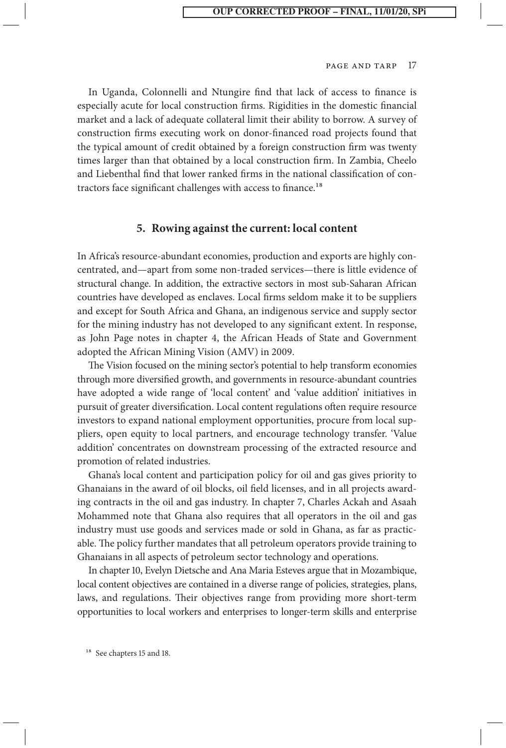In Uganda, Colonnelli and Ntungire find that lack of access to finance is especially acute for local construction firms. Rigidities in the domestic financial market and a lack of adequate collateral limit their ability to borrow. A survey of construction firms executing work on donor-financed road projects found that the typical amount of credit obtained by a foreign construction firm was twenty times larger than that obtained by a local construction firm. In Zambia, Cheelo and Liebenthal find that lower ranked firms in the national classification of contractors face significant challenges with access to finance.[18]

## 5. Rowing against the current: local content

In Africa's resource-abundant economies, production and exports are highly concentrated, and—apart from some non-traded services—there is little evidence of structural change. In addition, the extractive sectors in most sub-Saharan African countries have developed as enclaves. Local firms seldom make it to be suppliers and except for South Africa and Ghana, an indigenous service and supply sector for the mining industry has not developed to any significant extent. In response, as John Page notes in chapter 4, the African Heads of State and Government adopted the African Mining Vision (AMV) in 2009.

The Vision focused on the mining sector's potential to help transform economies through more diversified growth, and governments in resource-abundant countries have adopted a wide range of 'local content' and 'value addition' initiatives in pursuit of greater diversification. Local content regulations often require resource investors to expand national employment opportunities, procure from local suppliers, open equity to local partners, and encourage technology transfer. 'Value addition' concentrates on downstream processing of the extracted resource and promotion of related industries.

Ghana's local content and participation policy for oil and gas gives priority to Ghanaians in the award of oil blocks, oil field licenses, and in all projects awarding contracts in the oil and gas industry. In chapter 7, Charles Ackah and Asaah Mohammed note that Ghana also requires that all operators in the oil and gas industry must use goods and services made or sold in Ghana, as far as practicable. The policy further mandates that all petroleum operators provide training to Ghanaians in all aspects of petroleum sector technology and operations.

In chapter 10, Evelyn Dietsche and Ana Maria Esteves argue that in Mozambique, local content objectives are contained in a diverse range of policies, strategies, plans, laws, and regulations. Their objectives range from providing more short-term opportunities to local workers and enterprises to longer-term skills and enterprise

[18] See chapters 15 and 18.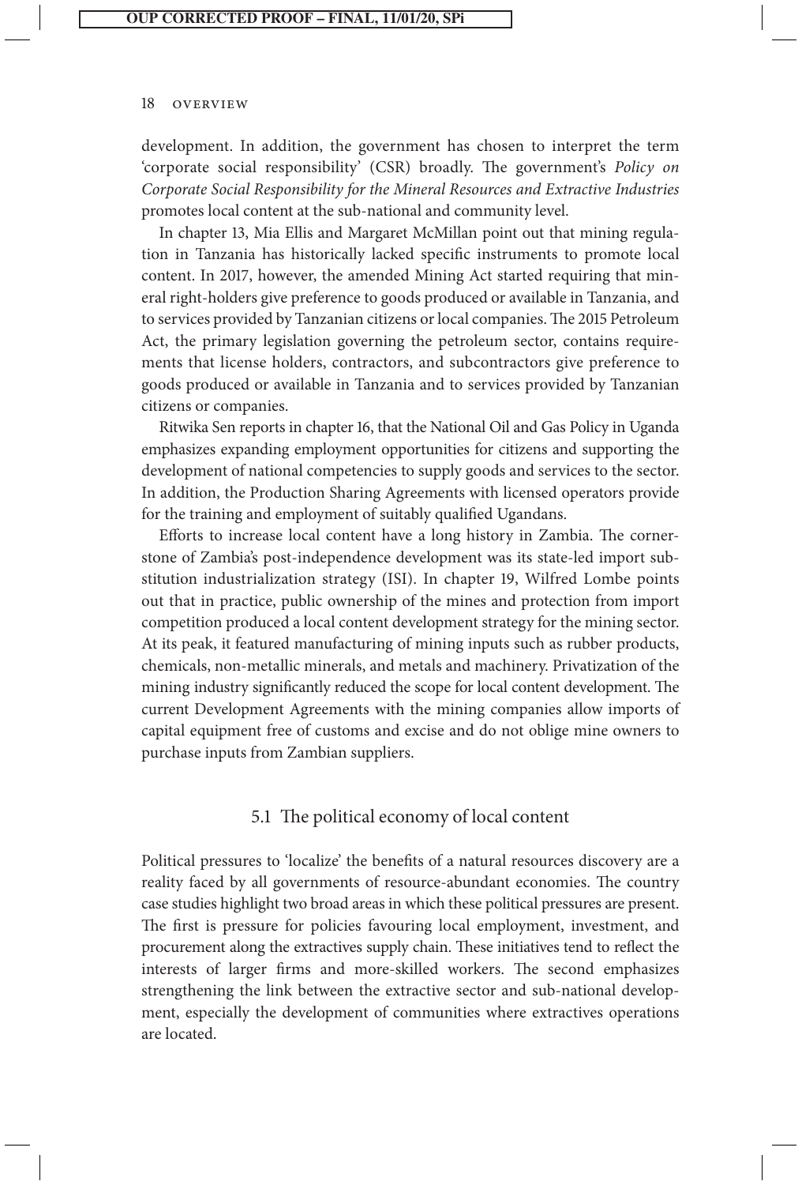development. In addition, the government has chosen to interpret the term 'corporate social responsibility' (CSR) broadly. The government's *Policy on Corporate Social Responsibility for the Mineral Resources and Extractive Industries* promotes local content at the sub-national and community level.

In chapter 13, Mia Ellis and Margaret McMillan point out that mining regulation in Tanzania has historically lacked specific instruments to promote local content. In 2017, however, the amended Mining Act started requiring that mineral right-holders give preference to goods produced or available in Tanzania, and to services provided by Tanzanian citizens or local companies. The 2015 Petroleum Act, the primary legislation governing the petroleum sector, contains requirements that license holders, contractors, and subcontractors give preference to goods produced or available in Tanzania and to services provided by Tanzanian citizens or companies.

Ritwika Sen reports in chapter 16, that the National Oil and Gas Policy in Uganda emphasizes expanding employment opportunities for citizens and supporting the development of national competencies to supply goods and services to the sector. In addition, the Production Sharing Agreements with licensed operators provide for the training and employment of suitably qualified Ugandans.

Efforts to increase local content have a long history in Zambia. The cornerstone of Zambia's post-independence development was its state-led import substitution industrialization strategy (ISI). In chapter 19, Wilfred Lombe points out that in practice, public ownership of the mines and protection from import competition produced a local content development strategy for the mining sector. At its peak, it featured manufacturing of mining inputs such as rubber products, chemicals, non-metallic minerals, and metals and machinery. Privatization of the mining industry significantly reduced the scope for local content development. The current Development Agreements with the mining companies allow imports of capital equipment free of customs and excise and do not oblige mine owners to purchase inputs from Zambian suppliers.

### 5.1 The political economy of local content

Political pressures to 'localize' the benefits of a natural resources discovery are a reality faced by all governments of resource-abundant economies. The country case studies highlight two broad areas in which these political pressures are present. The first is pressure for policies favouring local employment, investment, and procurement along the extractives supply chain. These initiatives tend to reflect the interests of larger firms and more-skilled workers. The second emphasizes strengthening the link between the extractive sector and sub-national development, especially the development of communities where extractives operations are located.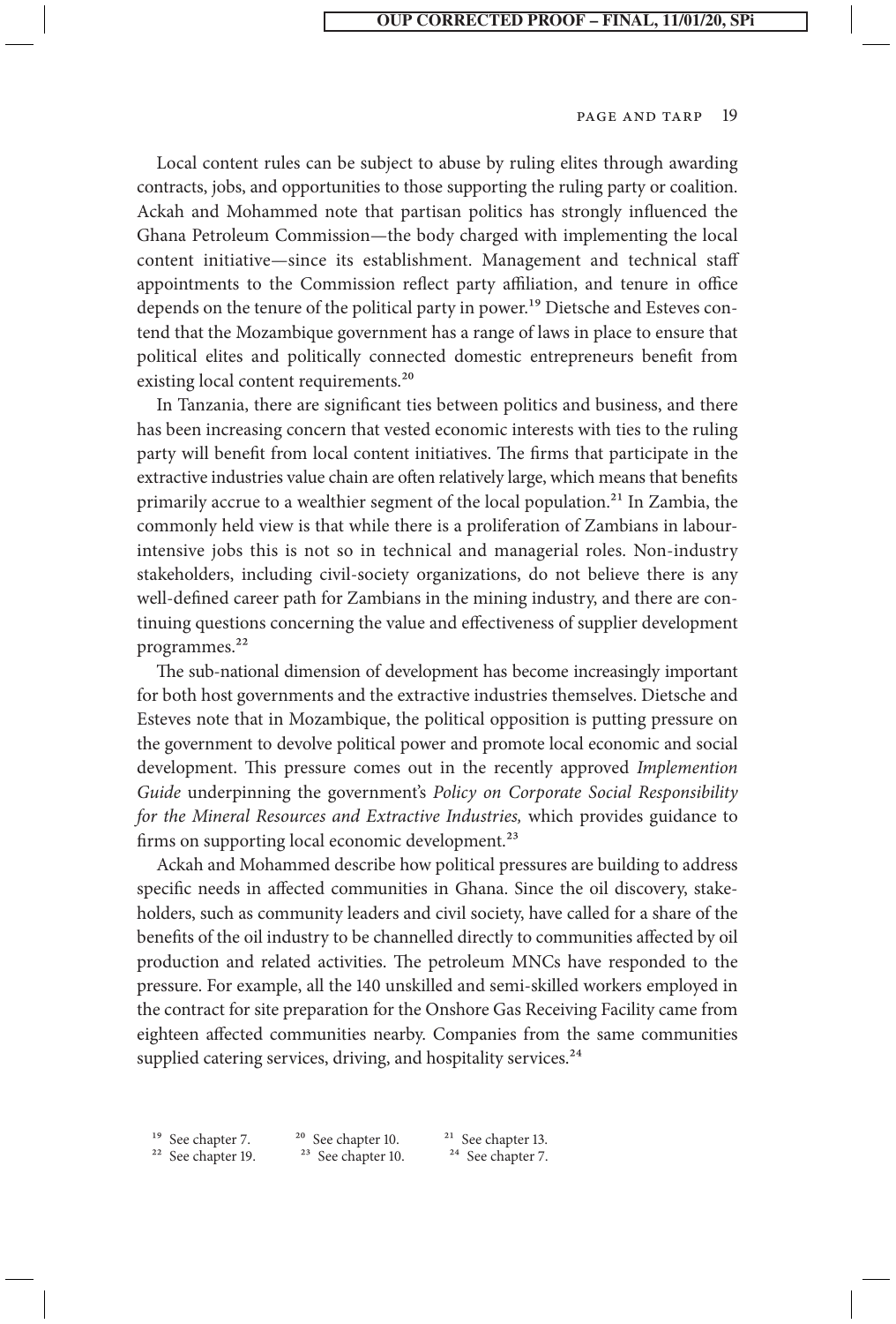Local content rules can be subject to abuse by ruling elites through awarding contracts, jobs, and opportunities to those supporting the ruling party or coalition. Ackah and Mohammed note that partisan politics has strongly influenced the Ghana Petroleum Commission—the body charged with implementing the local content initiative—since its establishment. Management and technical staff appointments to the Commission reflect party affiliation, and tenure in office depends on the tenure of the political party in power.[19] Dietsche and Esteves contend that the Mozambique government has a range of laws in place to ensure that political elites and politically connected domestic entrepreneurs benefit from existing local content requirements.[20]

In Tanzania, there are significant ties between politics and business, and there has been increasing concern that vested economic interests with ties to the ruling party will benefit from local content initiatives. The firms that participate in the extractive industries value chain are often relatively large, which means that benefits primarily accrue to a wealthier segment of the local population.[21] In Zambia, the commonly held view is that while there is a proliferation of Zambians in labour-intensive jobs this is not so in technical and managerial roles. Non-industry stakeholders, including civil-society organizations, do not believe there is any well-defined career path for Zambians in the mining industry, and there are continuing questions concerning the value and effectiveness of supplier development programmes.[22]

The sub-national dimension of development has become increasingly important for both host governments and the extractive industries themselves. Dietsche and Esteves note that in Mozambique, the political opposition is putting pressure on the government to devolve political power and promote local economic and social development. This pressure comes out in the recently approved *Implemention Guide* underpinning the government's *Policy on Corporate Social Responsibility for the Mineral Resources and Extractive Industries,* which provides guidance to firms on supporting local economic development.[23]

Ackah and Mohammed describe how political pressures are building to address specific needs in affected communities in Ghana. Since the oil discovery, stakeholders, such as community leaders and civil society, have called for a share of the benefits of the oil industry to be channelled directly to communities affected by oil production and related activities. The petroleum MNCs have responded to the pressure. For example, all the 140 unskilled and semi-skilled workers employed in the contract for site preparation for the Onshore Gas Receiving Facility came from eighteen affected communities nearby. Companies from the same communities supplied catering services, driving, and hospitality services.[24]

[19] See chapter 7.
[20] See chapter 10.
[21] See chapter 13.
[22] See chapter 19.
[23] See chapter 10.
[24] See chapter 7.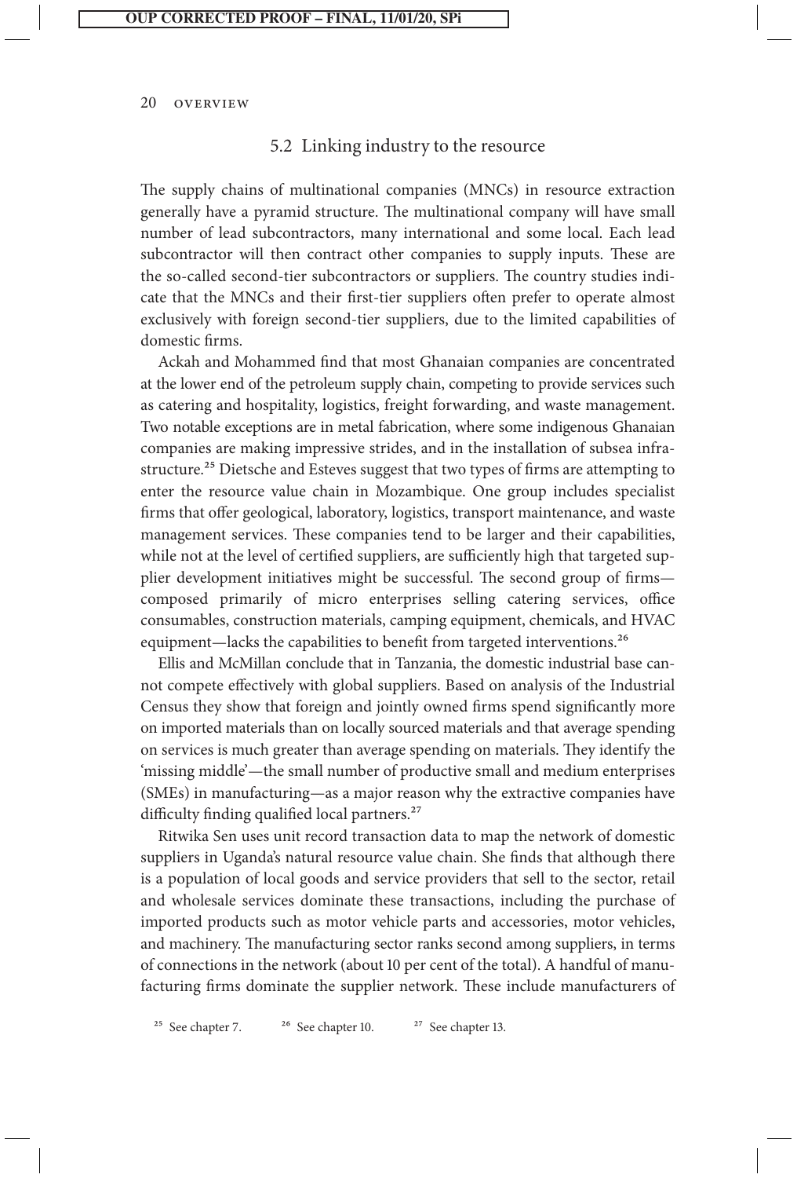### 5.2 Linking industry to the resource

The supply chains of multinational companies (MNCs) in resource extraction generally have a pyramid structure. The multinational company will have small number of lead subcontractors, many international and some local. Each lead subcontractor will then contract other companies to supply inputs. These are the so-called second-tier subcontractors or suppliers. The country studies indicate that the MNCs and their first-tier suppliers often prefer to operate almost exclusively with foreign second-tier suppliers, due to the limited capabilities of domestic firms.

Ackah and Mohammed find that most Ghanaian companies are concentrated at the lower end of the petroleum supply chain, competing to provide services such as catering and hospitality, logistics, freight forwarding, and waste management. Two notable exceptions are in metal fabrication, where some indigenous Ghanaian companies are making impressive strides, and in the installation of subsea infrastructure.[25] Dietsche and Esteves suggest that two types of firms are attempting to enter the resource value chain in Mozambique. One group includes specialist firms that offer geological, laboratory, logistics, transport maintenance, and waste management services. These companies tend to be larger and their capabilities, while not at the level of certified suppliers, are sufficiently high that targeted supplier development initiatives might be successful. The second group of firms—composed primarily of micro enterprises selling catering services, office consumables, construction materials, camping equipment, chemicals, and HVAC equipment—lacks the capabilities to benefit from targeted interventions.[26]

Ellis and McMillan conclude that in Tanzania, the domestic industrial base cannot compete effectively with global suppliers. Based on analysis of the Industrial Census they show that foreign and jointly owned firms spend significantly more on imported materials than on locally sourced materials and that average spending on services is much greater than average spending on materials. They identify the 'missing middle'—the small number of productive small and medium enterprises (SMEs) in manufacturing—as a major reason why the extractive companies have difficulty finding qualified local partners.[27]

Ritwika Sen uses unit record transaction data to map the network of domestic suppliers in Uganda's natural resource value chain. She finds that although there is a population of local goods and service providers that sell to the sector, retail and wholesale services dominate these transactions, including the purchase of imported products such as motor vehicle parts and accessories, motor vehicles, and machinery. The manufacturing sector ranks second among suppliers, in terms of connections in the network (about 10 per cent of the total). A handful of manufacturing firms dominate the supplier network. These include manufacturers of

[25] See chapter 7. [26] See chapter 10. [27] See chapter 13.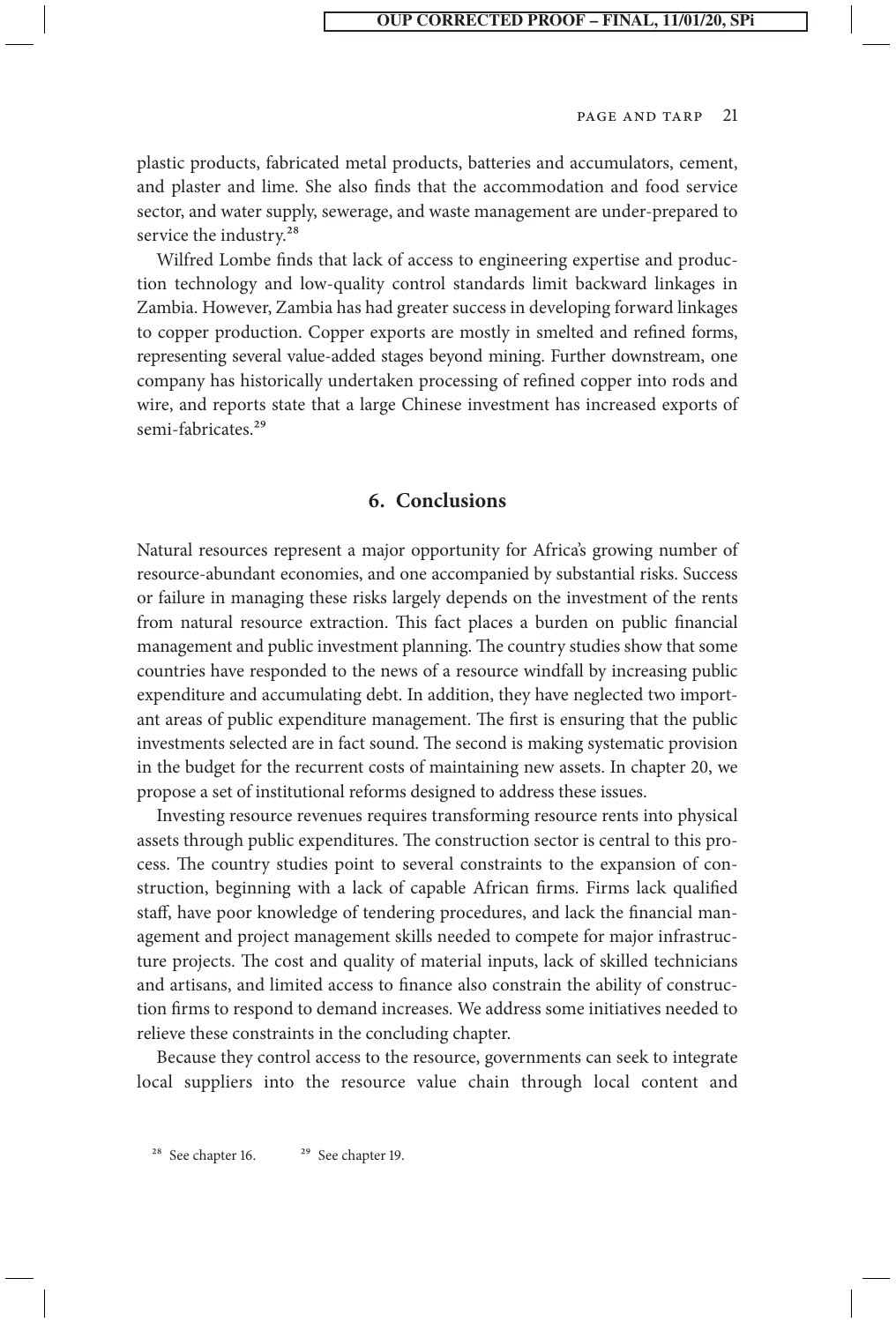plastic products, fabricated metal products, batteries and accumulators, cement, and plaster and lime. She also finds that the accommodation and food service sector, and water supply, sewerage, and waste management are under-prepared to service the industry.[28]

Wilfred Lombe finds that lack of access to engineering expertise and production technology and low-quality control standards limit backward linkages in Zambia. However, Zambia has had greater success in developing forward linkages to copper production. Copper exports are mostly in smelted and refined forms, representing several value-added stages beyond mining. Further downstream, one company has historically undertaken processing of refined copper into rods and wire, and reports state that a large Chinese investment has increased exports of semi-fabricates.[29]

## 6. Conclusions

Natural resources represent a major opportunity for Africa's growing number of resource-abundant economies, and one accompanied by substantial risks. Success or failure in managing these risks largely depends on the investment of the rents from natural resource extraction. This fact places a burden on public financial management and public investment planning. The country studies show that some countries have responded to the news of a resource windfall by increasing public expenditure and accumulating debt. In addition, they have neglected two important areas of public expenditure management. The first is ensuring that the public investments selected are in fact sound. The second is making systematic provision in the budget for the recurrent costs of maintaining new assets. In chapter 20, we propose a set of institutional reforms designed to address these issues.

Investing resource revenues requires transforming resource rents into physical assets through public expenditures. The construction sector is central to this process. The country studies point to several constraints to the expansion of construction, beginning with a lack of capable African firms. Firms lack qualified staff, have poor knowledge of tendering procedures, and lack the financial management and project management skills needed to compete for major infrastructure projects. The cost and quality of material inputs, lack of skilled technicians and artisans, and limited access to finance also constrain the ability of construction firms to respond to demand increases. We address some initiatives needed to relieve these constraints in the concluding chapter.

Because they control access to the resource, governments can seek to integrate local suppliers into the resource value chain through local content and

[28] See chapter 16.

[29] See chapter 19.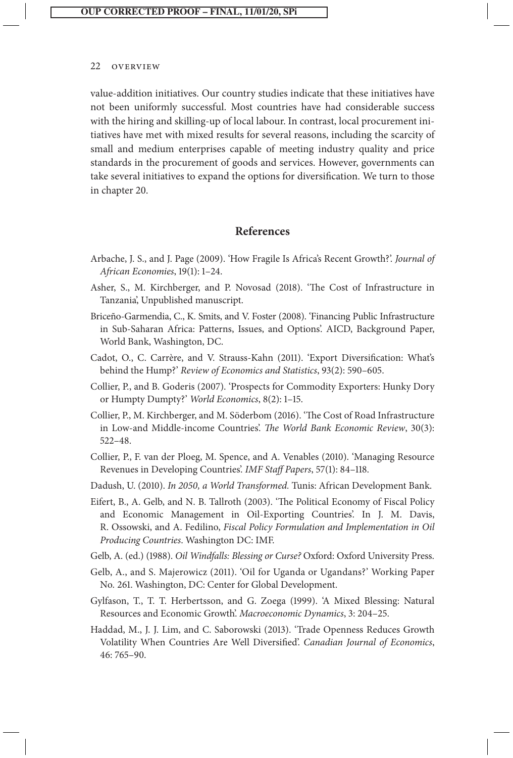value-addition initiatives. Our country studies indicate that these initiatives have not been uniformly successful. Most countries have had considerable success with the hiring and skilling-up of local labour. In contrast, local procurement initiatives have met with mixed results for several reasons, including the scarcity of small and medium enterprises capable of meeting industry quality and price standards in the procurement of goods and services. However, governments can take several initiatives to expand the options for diversification. We turn to those in chapter 20.

## References

Arbache, J. S., and J. Page (2009). 'How Fragile Is Africa's Recent Growth?'. *Journal of African Economies*, 19(1): 1–24.

Asher, S., M. Kirchberger, and P. Novosad (2018). 'The Cost of Infrastructure in Tanzania', Unpublished manuscript.

Briceño-Garmendia, C., K. Smits, and V. Foster (2008). 'Financing Public Infrastructure in Sub-Saharan Africa: Patterns, Issues, and Options'. AICD, Background Paper, World Bank, Washington, DC.

Cadot, O., C. Carrère, and V. Strauss-Kahn (2011). 'Export Diversification: What's behind the Hump?' *Review of Economics and Statistics*, 93(2): 590–605.

Collier, P., and B. Goderis (2007). 'Prospects for Commodity Exporters: Hunky Dory or Humpty Dumpty?' *World Economics*, 8(2): 1–15.

Collier, P., M. Kirchberger, and M. Söderbom (2016). 'The Cost of Road Infrastructure in Low-and Middle-income Countries'. *The World Bank Economic Review*, 30(3): 522–48.

Collier, P., F. van der Ploeg, M. Spence, and A. Venables (2010). 'Managing Resource Revenues in Developing Countries'. *IMF Staff Papers*, 57(1): 84–118.

Dadush, U. (2010). *In 2050, a World Transformed.* Tunis: African Development Bank.

Eifert, B., A. Gelb, and N. B. Tallroth (2003). 'The Political Economy of Fiscal Policy and Economic Management in Oil-Exporting Countries'. In J. M. Davis, R. Ossowski, and A. Fedilino, *Fiscal Policy Formulation and Implementation in Oil Producing Countries*. Washington DC: IMF.

Gelb, A. (ed.) (1988). *Oil Windfalls: Blessing or Curse?* Oxford: Oxford University Press.

Gelb, A., and S. Majerowicz (2011). 'Oil for Uganda or Ugandans?' Working Paper No. 261. Washington, DC: Center for Global Development.

Gylfason, T., T. T. Herbertsson, and G. Zoega (1999). 'A Mixed Blessing: Natural Resources and Economic Growth'. *Macroeconomic Dynamics*, 3: 204–25.

Haddad, M., J. J. Lim, and C. Saborowski (2013). 'Trade Openness Reduces Growth Volatility When Countries Are Well Diversified'. *Canadian Journal of Economics*, 46: 765–90.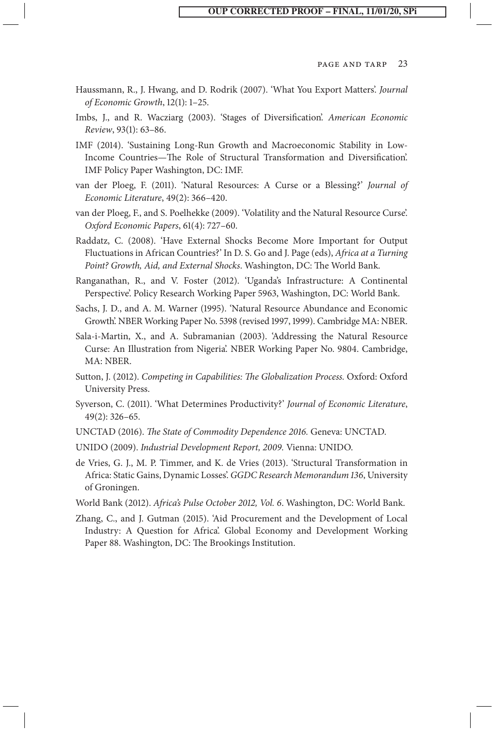Haussmann, R., J. Hwang, and D. Rodrik (2007). 'What You Export Matters'. *Journal of Economic Growth*, 12(1): 1–25.

Imbs, J., and R. Wacziarg (2003). 'Stages of Diversification'. *American Economic Review*, 93(1): 63–86.

IMF (2014). 'Sustaining Long-Run Growth and Macroeconomic Stability in Low-Income Countries—The Role of Structural Transformation and Diversification'. IMF Policy Paper Washington, DC: IMF.

van der Ploeg, F. (2011). 'Natural Resources: A Curse or a Blessing?' *Journal of Economic Literature*, 49(2): 366–420.

van der Ploeg, F., and S. Poelhekke (2009). 'Volatility and the Natural Resource Curse'. *Oxford Economic Papers*, 61(4): 727–60.

Raddatz, C. (2008). 'Have External Shocks Become More Important for Output Fluctuations in African Countries?' In D. S. Go and J. Page (eds), *Africa at a Turning Point? Growth, Aid, and External Shocks*. Washington, DC: The World Bank.

Ranganathan, R., and V. Foster (2012). 'Uganda's Infrastructure: A Continental Perspective'. Policy Research Working Paper 5963, Washington, DC: World Bank.

Sachs, J. D., and A. M. Warner (1995). 'Natural Resource Abundance and Economic Growth'. NBER Working Paper No. 5398 (revised 1997, 1999). Cambridge MA: NBER.

Sala-i-Martin, X., and A. Subramanian (2003). 'Addressing the Natural Resource Curse: An Illustration from Nigeria'. NBER Working Paper No. 9804. Cambridge, MA: NBER.

Sutton, J. (2012). *Competing in Capabilities: The Globalization Process*. Oxford: Oxford University Press.

Syverson, C. (2011). 'What Determines Productivity?' *Journal of Economic Literature*, 49(2): 326–65.

UNCTAD (2016). *The State of Commodity Dependence 2016*. Geneva: UNCTAD.

UNIDO (2009). *Industrial Development Report, 2009*. Vienna: UNIDO.

de Vries, G. J., M. P. Timmer, and K. de Vries (2013). 'Structural Transformation in Africa: Static Gains, Dynamic Losses'. *GGDC Research Memorandum 136*, University of Groningen.

World Bank (2012). *Africa's Pulse October 2012, Vol. 6*. Washington, DC: World Bank.

Zhang, C., and J. Gutman (2015). 'Aid Procurement and the Development of Local Industry: A Question for Africa'. Global Economy and Development Working Paper 88. Washington, DC: The Brookings Institution.